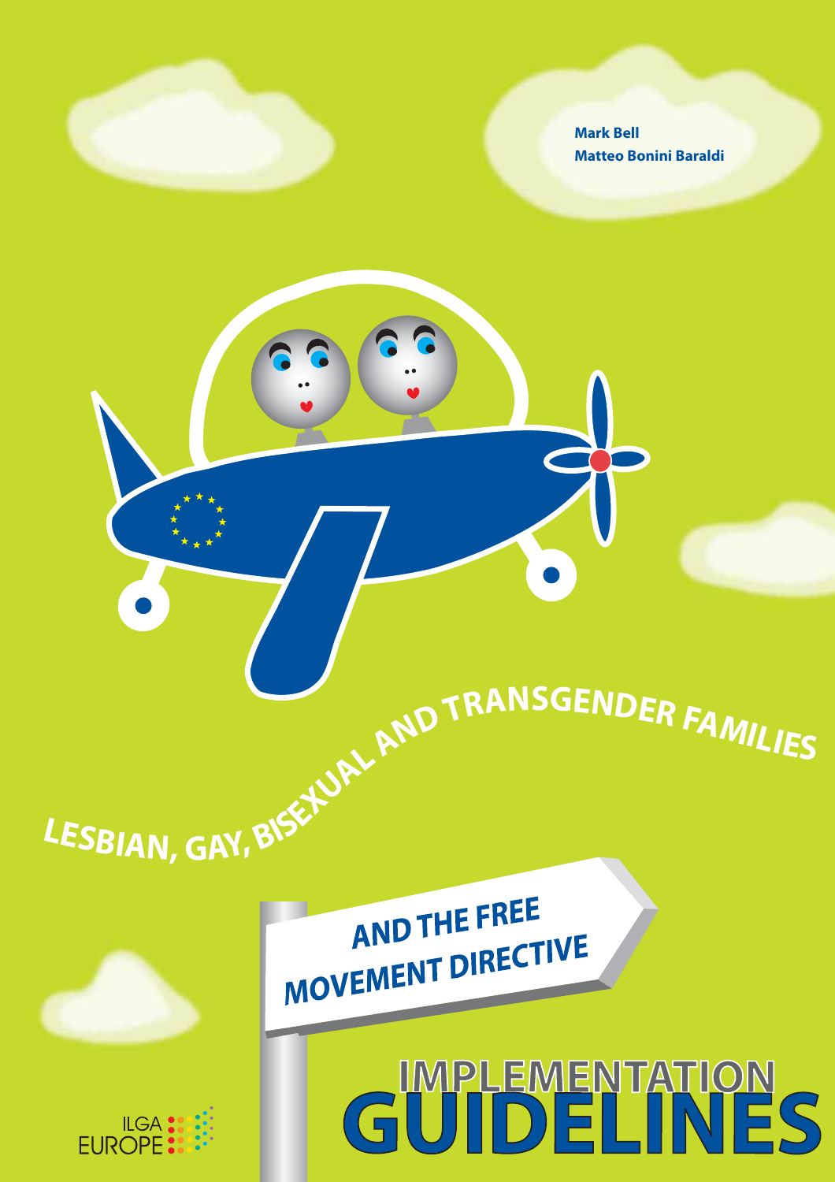Mark Bell
Matteo Bonini Baraldi

# LESBIAN, GAY, BISEXUAL AND TRANSGENDER FAMILIES AND THE FREE MOVEMENT DIRECTIVE

## IMPLEMENTATION GUIDELINES

ILGA EUROPE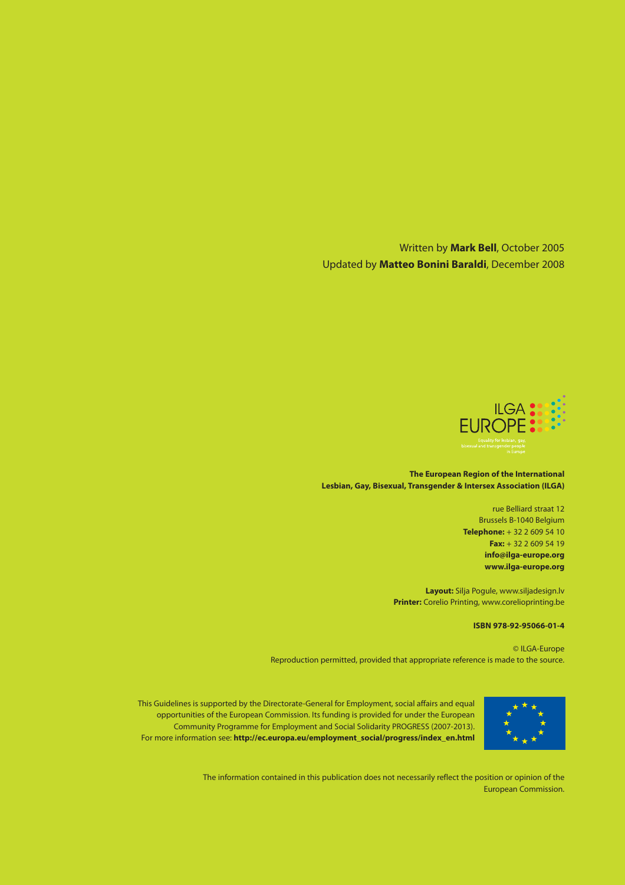Written by **Mark Bell**, October 2005
Updated by **Matteo Bonini Baraldi**, December 2008

ILGA EUROPE

Equality for lesbian, gay, bisexual and transgender people in Europe

**The European Region of the International Lesbian, Gay, Bisexual, Transgender & Intersex Association (ILGA)**

rue Belliard straat 12
Brussels B-1040 Belgium
**Telephone:** + 32 2 609 54 10
**Fax:** + 32 2 609 54 19
**info@ilga-europe.org**
**www.ilga-europe.org**

**Layout:** Silja Pogule, www.siljadesign.lv
**Printer:** Corelio Printing, www.corelioprinting.be

**ISBN 978-92-95066-01-4**

© ILGA-Europe
Reproduction permitted, provided that appropriate reference is made to the source.

This Guidelines is supported by the Directorate-General for Employment, social affairs and equal opportunities of the European Commission. Its funding is provided for under the European Community Programme for Employment and Social Solidarity PROGRESS (2007-2013).
For more information see: **http://ec.europa.eu/employment_social/progress/index_en.html**

The information contained in this publication does not necessarily reflect the position or opinion of the European Commission.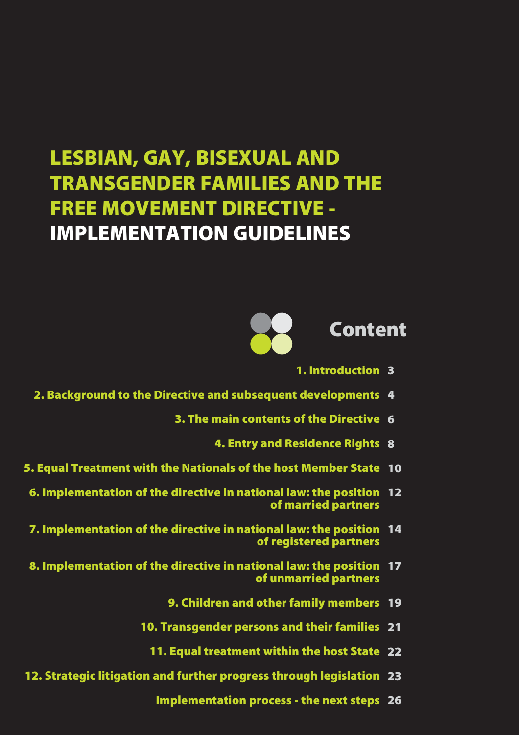# LESBIAN, GAY, BISEXUAL AND TRANSGENDER FAMILIES AND THE FREE MOVEMENT DIRECTIVE - IMPLEMENTATION GUIDELINES

## Content

1. Introduction 3
2. Background to the Directive and subsequent developments 4
3. The main contents of the Directive 6
4. Entry and Residence Rights 8
5. Equal Treatment with the Nationals of the host Member State 10
6. Implementation of the directive in national law: the position of married partners 12
7. Implementation of the directive in national law: the position of registered partners 14
8. Implementation of the directive in national law: the position of unmarried partners 17
9. Children and other family members 19
10. Transgender persons and their families 21
11. Equal treatment within the host State 22
12. Strategic litigation and further progress through legislation 23

Implementation process - the next steps 26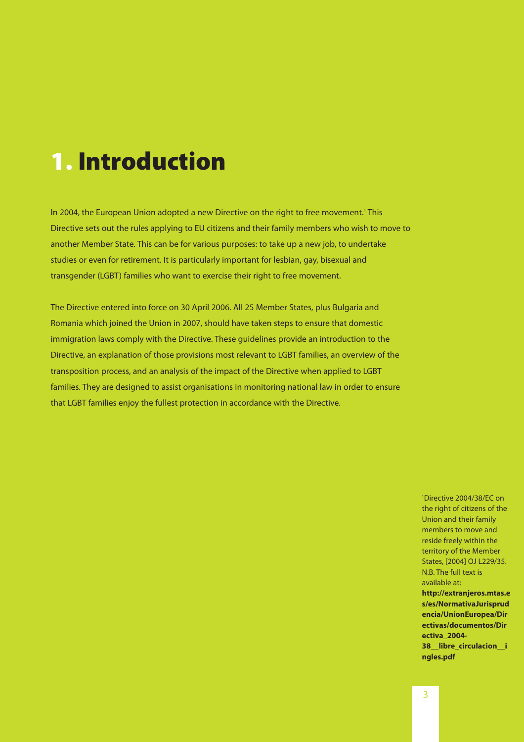# 1. Introduction

In 2004, the European Union adopted a new Directive on the right to free movement.[1] This Directive sets out the rules applying to EU citizens and their family members who wish to move to another Member State. This can be for various purposes: to take up a new job, to undertake studies or even for retirement. It is particularly important for lesbian, gay, bisexual and transgender (LGBT) families who want to exercise their right to free movement.

The Directive entered into force on 30 April 2006. All 25 Member States, plus Bulgaria and Romania which joined the Union in 2007, should have taken steps to ensure that domestic immigration laws comply with the Directive. These guidelines provide an introduction to the Directive, an explanation of those provisions most relevant to LGBT families, an overview of the transposition process, and an analysis of the impact of the Directive when applied to LGBT families. They are designed to assist organisations in monitoring national law in order to ensure that LGBT families enjoy the fullest protection in accordance with the Directive.

[1] Directive 2004/38/EC on the right of citizens of the Union and their family members to move and reside freely within the territory of the Member States, [2004] OJ L229/35. N.B. The full text is available at: **http://extranjeros.mtas.es/es/NormativaJurisprudencia/UnionEuropea/Directivas/documentos/Directiva_2004-38__libre_circulacion__ingles.pdf**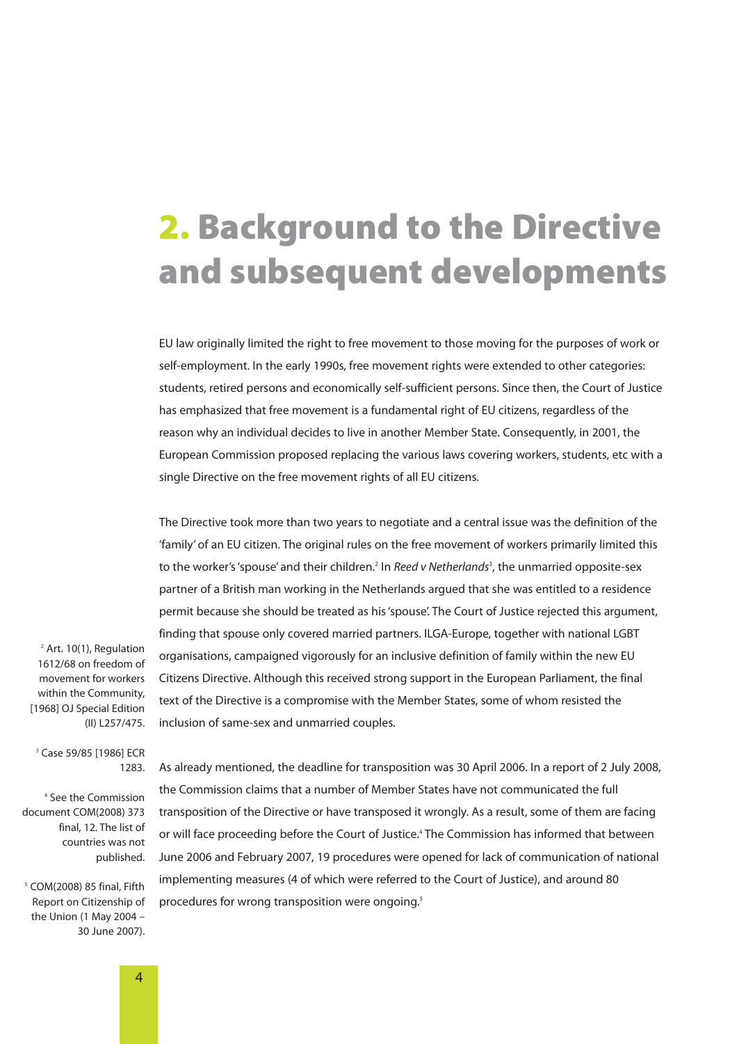# 2. Background to the Directive and subsequent developments

EU law originally limited the right to free movement to those moving for the purposes of work or self-employment. In the early 1990s, free movement rights were extended to other categories: students, retired persons and economically self-sufficient persons. Since then, the Court of Justice has emphasized that free movement is a fundamental right of EU citizens, regardless of the reason why an individual decides to live in another Member State. Consequently, in 2001, the European Commission proposed replacing the various laws covering workers, students, etc with a single Directive on the free movement rights of all EU citizens.

The Directive took more than two years to negotiate and a central issue was the definition of the 'family' of an EU citizen. The original rules on the free movement of workers primarily limited this to the worker's 'spouse' and their children.[2] In *Reed v Netherlands*[3], the unmarried opposite-sex partner of a British man working in the Netherlands argued that she was entitled to a residence permit because she should be treated as his 'spouse'. The Court of Justice rejected this argument, finding that spouse only covered married partners. ILGA-Europe, together with national LGBT organisations, campaigned vigorously for an inclusive definition of family within the new EU Citizens Directive. Although this received strong support in the European Parliament, the final text of the Directive is a compromise with the Member States, some of whom resisted the inclusion of same-sex and unmarried couples.

As already mentioned, the deadline for transposition was 30 April 2006. In a report of 2 July 2008, the Commission claims that a number of Member States have not communicated the full transposition of the Directive or have transposed it wrongly. As a result, some of them are facing or will face proceeding before the Court of Justice.[4] The Commission has informed that between June 2006 and February 2007, 19 procedures were opened for lack of communication of national implementing measures (4 of which were referred to the Court of Justice), and around 80 procedures for wrong transposition were ongoing.[5]

[2] Art. 10(1), Regulation 1612/68 on freedom of movement for workers within the Community, [1968] OJ Special Edition (II) L257/475.

[3] Case 59/85 [1986] ECR 1283.

[4] See the Commission document COM(2008) 373 final, 12. The list of countries was not published.

[5] COM(2008) 85 final, Fifth Report on Citizenship of the Union (1 May 2004 – 30 June 2007).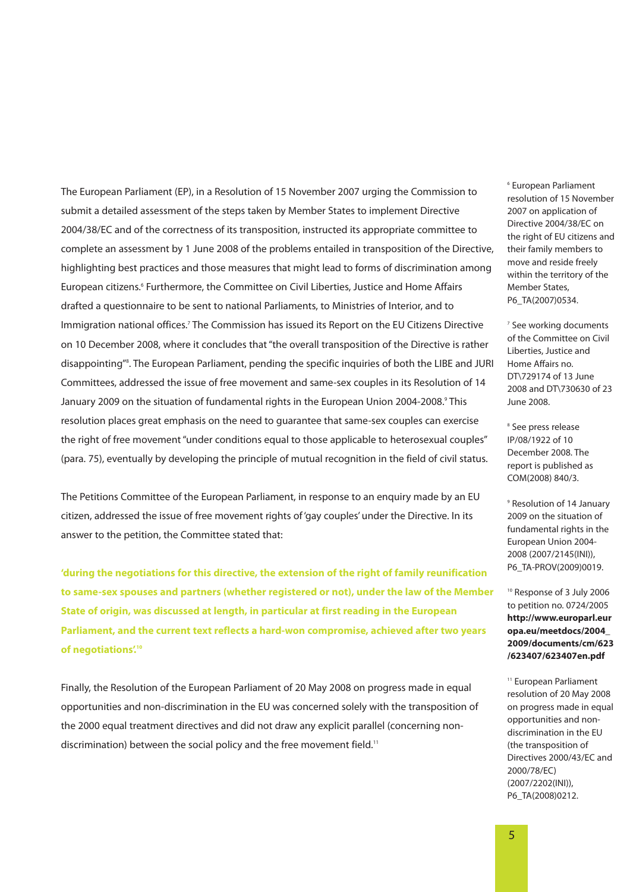The European Parliament (EP), in a Resolution of 15 November 2007 urging the Commission to submit a detailed assessment of the steps taken by Member States to implement Directive 2004/38/EC and of the correctness of its transposition, instructed its appropriate committee to complete an assessment by 1 June 2008 of the problems entailed in transposition of the Directive, highlighting best practices and those measures that might lead to forms of discrimination among European citizens.[6] Furthermore, the Committee on Civil Liberties, Justice and Home Affairs drafted a questionnaire to be sent to national Parliaments, to Ministries of Interior, and to Immigration national offices.[7] The Commission has issued its Report on the EU Citizens Directive on 10 December 2008, where it concludes that "the overall transposition of the Directive is rather disappointing"[8]. The European Parliament, pending the specific inquiries of both the LIBE and JURI Committees, addressed the issue of free movement and same-sex couples in its Resolution of 14 January 2009 on the situation of fundamental rights in the European Union 2004-2008.[9] This resolution places great emphasis on the need to guarantee that same-sex couples can exercise the right of free movement "under conditions equal to those applicable to heterosexual couples" (para. 75), eventually by developing the principle of mutual recognition in the field of civil status.

The Petitions Committee of the European Parliament, in response to an enquiry made by an EU citizen, addressed the issue of free movement rights of 'gay couples' under the Directive. In its answer to the petition, the Committee stated that:

**'during the negotiations for this directive, the extension of the right of family reunification to same-sex spouses and partners (whether registered or not), under the law of the Member State of origin, was discussed at length, in particular at first reading in the European Parliament, and the current text reflects a hard-won compromise, achieved after two years of negotiations'.[10]**

Finally, the Resolution of the European Parliament of 20 May 2008 on progress made in equal opportunities and non-discrimination in the EU was concerned solely with the transposition of the 2000 equal treatment directives and did not draw any explicit parallel (concerning non-discrimination) between the social policy and the free movement field.[11]

---

[6] European Parliament resolution of 15 November 2007 on application of Directive 2004/38/EC on the right of EU citizens and their family members to move and reside freely within the territory of the Member States, P6_TA(2007)0534.

[7] See working documents of the Committee on Civil Liberties, Justice and Home Affairs no. DT\729174 of 13 June 2008 and DT\730630 of 23 June 2008.

[8] See press release IP/08/1922 of 10 December 2008. The report is published as COM(2008) 840/3.

[9] Resolution of 14 January 2009 on the situation of fundamental rights in the European Union 2004-2008 (2007/2145(INI)), P6_TA-PROV(2009)0019.

[10] Response of 3 July 2006 to petition no. 0724/2005 **http://www.europarl.europa.eu/meetdocs/2004_2009/documents/cm/623/623407/623407en.pdf**

[11] European Parliament resolution of 20 May 2008 on progress made in equal opportunities and non-discrimination in the EU (the transposition of Directives 2000/43/EC and 2000/78/EC) (2007/2202(INI)), P6_TA(2008)0212.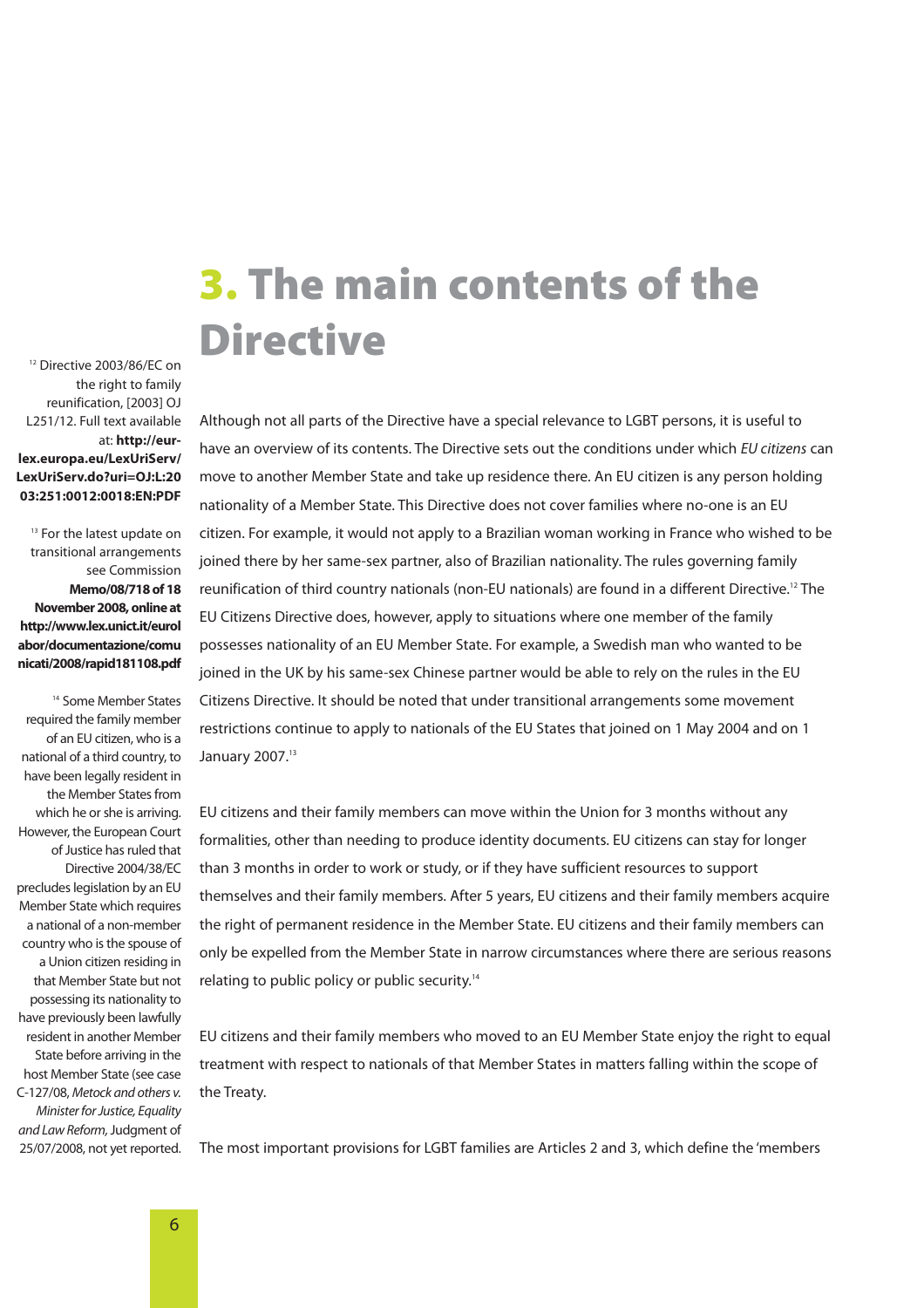# 3. The main contents of the Directive

Although not all parts of the Directive have a special relevance to LGBT persons, it is useful to have an overview of its contents. The Directive sets out the conditions under which *EU citizens* can move to another Member State and take up residence there. An EU citizen is any person holding nationality of a Member State. This Directive does not cover families where no-one is an EU citizen. For example, it would not apply to a Brazilian woman working in France who wished to be joined there by her same-sex partner, also of Brazilian nationality. The rules governing family reunification of third country nationals (non-EU nationals) are found in a different Directive.[12] The EU Citizens Directive does, however, apply to situations where one member of the family possesses nationality of an EU Member State. For example, a Swedish man who wanted to be joined in the UK by his same-sex Chinese partner would be able to rely on the rules in the EU Citizens Directive. It should be noted that under transitional arrangements some movement restrictions continue to apply to nationals of the EU States that joined on 1 May 2004 and on 1 January 2007.[13]

EU citizens and their family members can move within the Union for 3 months without any formalities, other than needing to produce identity documents. EU citizens can stay for longer than 3 months in order to work or study, or if they have sufficient resources to support themselves and their family members. After 5 years, EU citizens and their family members acquire the right of permanent residence in the Member State. EU citizens and their family members can only be expelled from the Member State in narrow circumstances where there are serious reasons relating to public policy or public security.[14]

EU citizens and their family members who moved to an EU Member State enjoy the right to equal treatment with respect to nationals of that Member States in matters falling within the scope of the Treaty.

The most important provisions for LGBT families are Articles 2 and 3, which define the 'members

---

[12] Directive 2003/86/EC on the right to family reunification, [2003] OJ L251/12. Full text available at: **http://eur-lex.europa.eu/LexUriServ/LexUriServ.do?uri=OJ:L:2003:251:0012:0018:EN:PDF**

[13] For the latest update on transitional arrangements see Commission **Memo/08/718 of 18 November 2008, online at http://www.lex.unict.it/eurolabor/documentazione/comunicati/2008/rapid181108.pdf**

[14] Some Member States required the family member of an EU citizen, who is a national of a third country, to have been legally resident in the Member States from which he or she is arriving. However, the European Court of Justice has ruled that Directive 2004/38/EC precludes legislation by an EU Member State which requires a national of a non-member country who is the spouse of a Union citizen residing in that Member State but not possessing its nationality to have previously been lawfully resident in another Member State before arriving in the host Member State (see case C-127/08, *Metock and others v. Minister for Justice, Equality and Law Reform*, Judgment of 25/07/2008, not yet reported.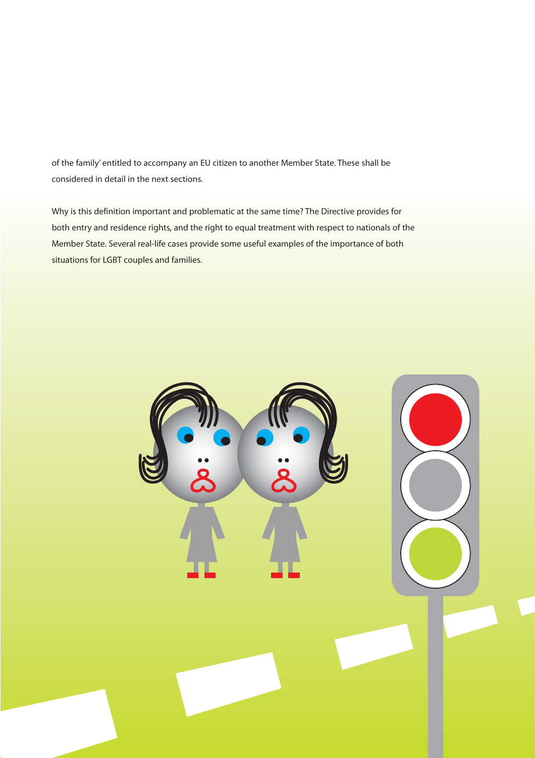of the family' entitled to accompany an EU citizen to another Member State. These shall be considered in detail in the next sections.

Why is this definition important and problematic at the same time? The Directive provides for both entry and residence rights, and the right to equal treatment with respect to nationals of the Member State. Several real-life cases provide some useful examples of the importance of both situations for LGBT couples and families.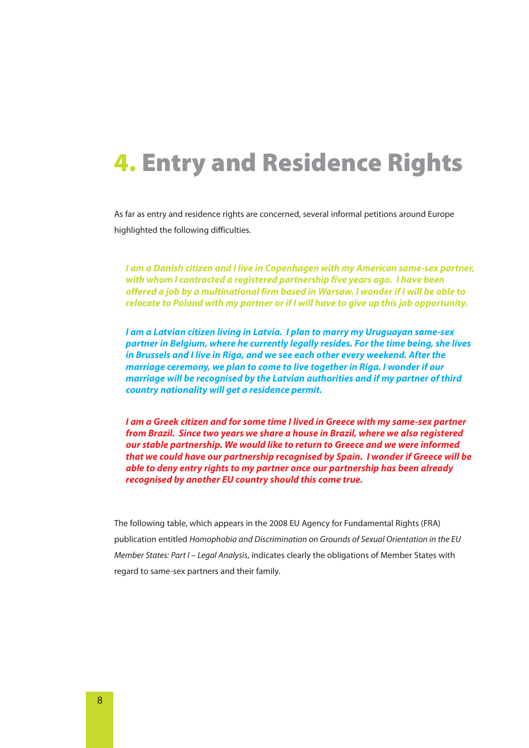# 4. Entry and Residence Rights

As far as entry and residence rights are concerned, several informal petitions around Europe highlighted the following difficulties.

> ***I am a Danish citizen and I live in Copenhagen with my American same-sex partner, with whom I contracted a registered partnership five years ago. I have been offered a job by a multinational firm based in Warsaw. I wonder if I will be able to relocate to Poland with my partner or if I will have to give up this job opportunity.***

> ***I am a Latvian citizen living in Latvia. I plan to marry my Uruguayan same-sex partner in Belgium, where he currently legally resides. For the time being, she lives in Brussels and I live in Riga, and we see each other every weekend. After the marriage ceremony, we plan to come to live together in Riga. I wonder if our marriage will be recognised by the Latvian authorities and if my partner of third country nationality will get a residence permit.***

> ***I am a Greek citizen and for some time I lived in Greece with my same-sex partner from Brazil. Since two years we share a house in Brazil, where we also registered our stable partnership. We would like to return to Greece and we were informed that we could have our partnership recognised by Spain. I wonder if Greece will be able to deny entry rights to my partner once our partnership has been already recognised by another EU country should this come true.***

The following table, which appears in the 2008 EU Agency for Fundamental Rights (FRA) publication entitled *Homophobia and Discrimination on Grounds of Sexual Orientation in the EU Member States: Part I – Legal Analysis*, indicates clearly the obligations of Member States with regard to same-sex partners and their family.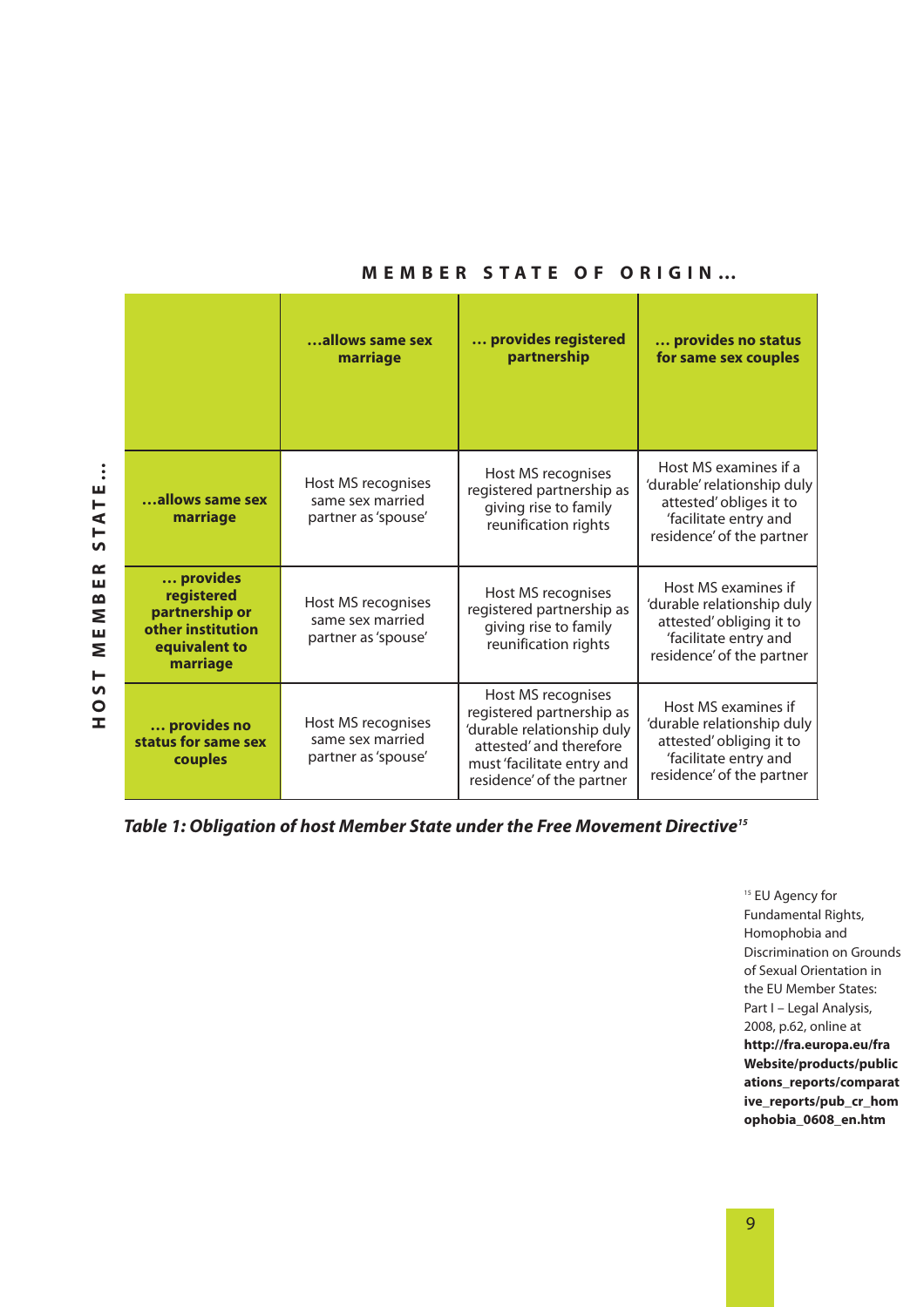| HOST MEMBER STATE… / MEMBER STATE OF ORIGIN… | **…allows same sex marriage** | **… provides registered partnership** | **… provides no status for same sex couples** |
|---|---|---|---|
| **…allows same sex marriage** | Host MS recognises same sex married partner as 'spouse' | Host MS recognises registered partnership as giving rise to family reunification rights | Host MS examines if a 'durable' relationship duly attested' obliges it to 'facilitate entry and residence' of the partner |
| **… provides registered partnership or other institution equivalent to marriage** | Host MS recognises same sex married partner as 'spouse' | Host MS recognises registered partnership as giving rise to family reunification rights | Host MS examines if 'durable relationship duly attested' obliging it to 'facilitate entry and residence' of the partner |
| **… provides no status for same sex couples** | Host MS recognises same sex married partner as 'spouse' | Host MS recognises registered partnership as 'durable relationship duly attested' and therefore must 'facilitate entry and residence' of the partner | Host MS examines if 'durable relationship duly attested' obliging it to 'facilitate entry and residence' of the partner |

***Table 1: Obligation of host Member State under the Free Movement Directive*[15]**

[15] EU Agency for Fundamental Rights, Homophobia and Discrimination on Grounds of Sexual Orientation in the EU Member States: Part I – Legal Analysis, 2008, p.62, online at **http://fra.europa.eu/fraWebsite/products/publications_reports/comparative_reports/pub_cr_homophobia_0608_en.htm**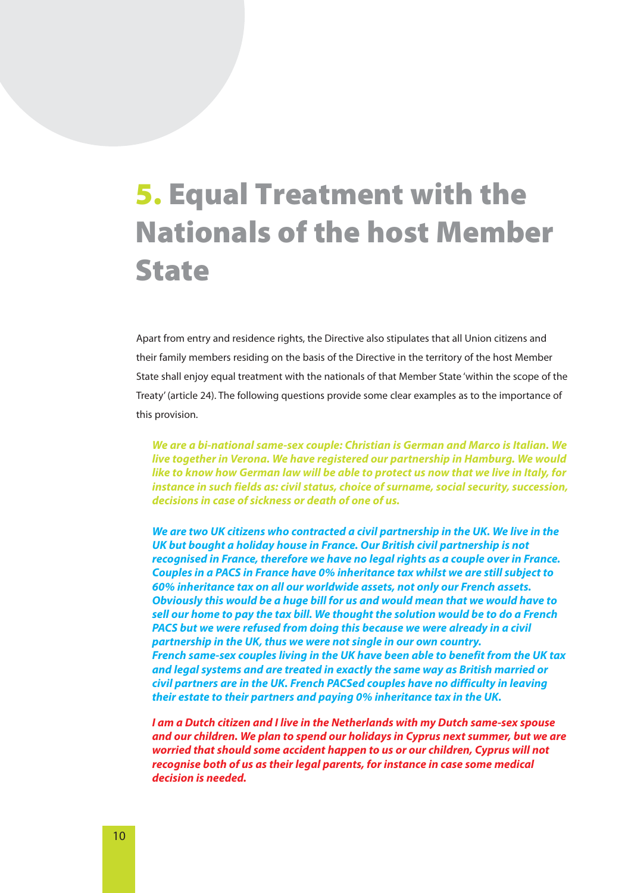# 5. Equal Treatment with the Nationals of the host Member State

Apart from entry and residence rights, the Directive also stipulates that all Union citizens and their family members residing on the basis of the Directive in the territory of the host Member State shall enjoy equal treatment with the nationals of that Member State 'within the scope of the Treaty' (article 24). The following questions provide some clear examples as to the importance of this provision.

***We are a bi-national same-sex couple: Christian is German and Marco is Italian. We live together in Verona. We have registered our partnership in Hamburg. We would like to know how German law will be able to protect us now that we live in Italy, for instance in such fields as: civil status, choice of surname, social security, succession, decisions in case of sickness or death of one of us.***

***We are two UK citizens who contracted a civil partnership in the UK. We live in the UK but bought a holiday house in France. Our British civil partnership is not recognised in France, therefore we have no legal rights as a couple over in France. Couples in a PACS in France have 0% inheritance tax whilst we are still subject to 60% inheritance tax on all our worldwide assets, not only our French assets. Obviously this would be a huge bill for us and would mean that we would have to sell our home to pay the tax bill. We thought the solution would be to do a French PACS but we were refused from doing this because we were already in a civil partnership in the UK, thus we were not single in our own country.***
***French same-sex couples living in the UK have been able to benefit from the UK tax and legal systems and are treated in exactly the same way as British married or civil partners are in the UK. French PACSed couples have no difficulty in leaving their estate to their partners and paying 0% inheritance tax in the UK.***

***I am a Dutch citizen and I live in the Netherlands with my Dutch same-sex spouse and our children. We plan to spend our holidays in Cyprus next summer, but we are worried that should some accident happen to us or our children, Cyprus will not recognise both of us as their legal parents, for instance in case some medical decision is needed.***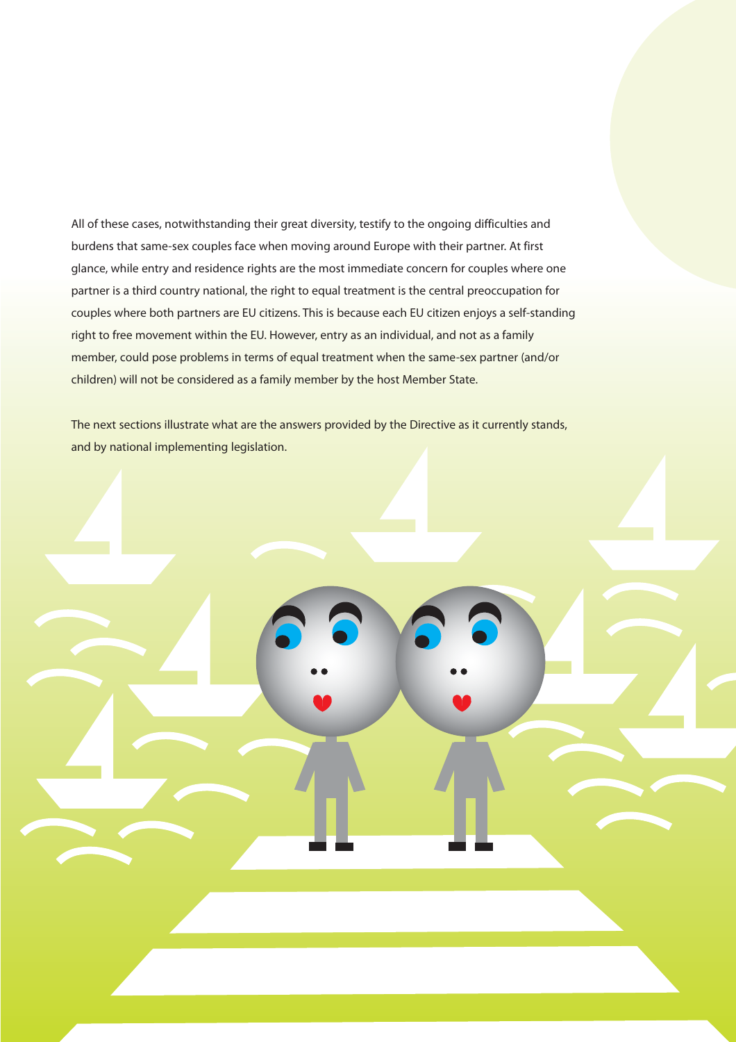All of these cases, notwithstanding their great diversity, testify to the ongoing difficulties and burdens that same-sex couples face when moving around Europe with their partner. At first glance, while entry and residence rights are the most immediate concern for couples where one partner is a third country national, the right to equal treatment is the central preoccupation for couples where both partners are EU citizens. This is because each EU citizen enjoys a self-standing right to free movement within the EU. However, entry as an individual, and not as a family member, could pose problems in terms of equal treatment when the same-sex partner (and/or children) will not be considered as a family member by the host Member State.

The next sections illustrate what are the answers provided by the Directive as it currently stands, and by national implementing legislation.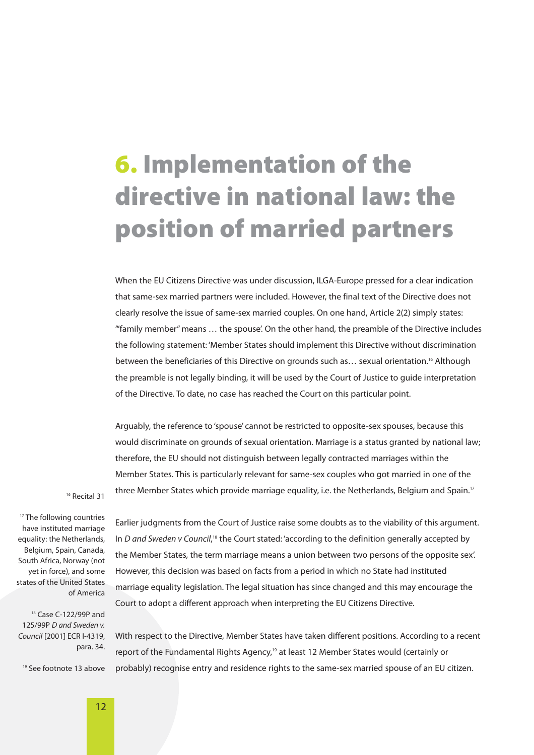# 6. Implementation of the directive in national law: the position of married partners

When the EU Citizens Directive was under discussion, ILGA-Europe pressed for a clear indication that same-sex married partners were included. However, the final text of the Directive does not clearly resolve the issue of same-sex married couples. On one hand, Article 2(2) simply states: '"family member" means … the spouse'. On the other hand, the preamble of the Directive includes the following statement: 'Member States should implement this Directive without discrimination between the beneficiaries of this Directive on grounds such as… sexual orientation.[16] Although the preamble is not legally binding, it will be used by the Court of Justice to guide interpretation of the Directive. To date, no case has reached the Court on this particular point.

Arguably, the reference to 'spouse' cannot be restricted to opposite-sex spouses, because this would discriminate on grounds of sexual orientation. Marriage is a status granted by national law; therefore, the EU should not distinguish between legally contracted marriages within the Member States. This is particularly relevant for same-sex couples who got married in one of the three Member States which provide marriage equality, i.e. the Netherlands, Belgium and Spain.[17]

Earlier judgments from the Court of Justice raise some doubts as to the viability of this argument. In *D and Sweden v Council*,[18] the Court stated: 'according to the definition generally accepted by the Member States, the term marriage means a union between two persons of the opposite sex'. However, this decision was based on facts from a period in which no State had instituted marriage equality legislation. The legal situation has since changed and this may encourage the Court to adopt a different approach when interpreting the EU Citizens Directive.

With respect to the Directive, Member States have taken different positions. According to a recent report of the Fundamental Rights Agency,[19] at least 12 Member States would (certainly or probably) recognise entry and residence rights to the same-sex married spouse of an EU citizen.

[16] Recital 31

[17] The following countries have instituted marriage equality: the Netherlands, Belgium, Spain, Canada, South Africa, Norway (not yet in force), and some states of the United States of America

[18] Case C-122/99P and 125/99P *D and Sweden v. Council* [2001] ECR I-4319, para. 34.

[19] See footnote 13 above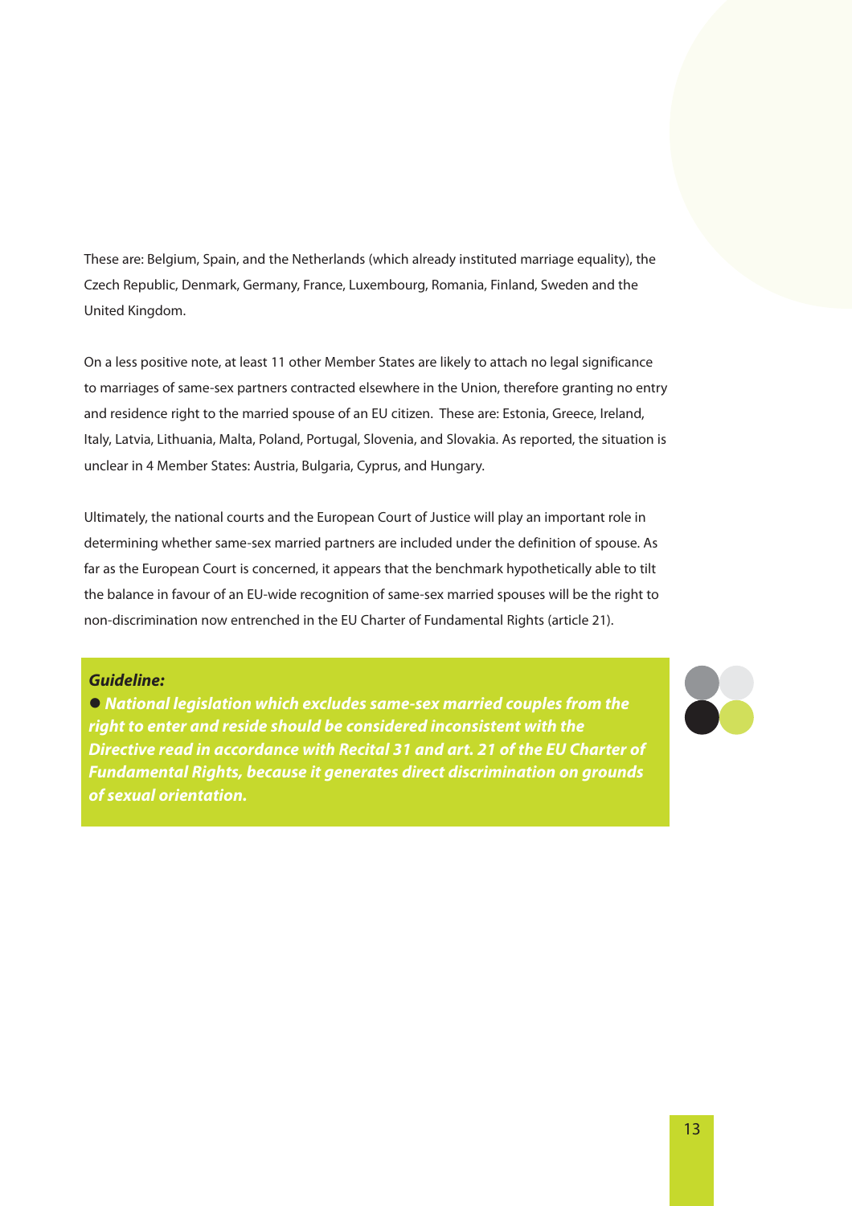These are: Belgium, Spain, and the Netherlands (which already instituted marriage equality), the Czech Republic, Denmark, Germany, France, Luxembourg, Romania, Finland, Sweden and the United Kingdom.

On a less positive note, at least 11 other Member States are likely to attach no legal significance to marriages of same-sex partners contracted elsewhere in the Union, therefore granting no entry and residence right to the married spouse of an EU citizen. These are: Estonia, Greece, Ireland, Italy, Latvia, Lithuania, Malta, Poland, Portugal, Slovenia, and Slovakia. As reported, the situation is unclear in 4 Member States: Austria, Bulgaria, Cyprus, and Hungary.

Ultimately, the national courts and the European Court of Justice will play an important role in determining whether same-sex married partners are included under the definition of spouse. As far as the European Court is concerned, it appears that the benchmark hypothetically able to tilt the balance in favour of an EU-wide recognition of same-sex married spouses will be the right to non-discrimination now entrenched in the EU Charter of Fundamental Rights (article 21).

***Guideline:***

- ***National legislation which excludes same-sex married couples from the right to enter and reside should be considered inconsistent with the Directive read in accordance with Recital 31 and art. 21 of the EU Charter of Fundamental Rights, because it generates direct discrimination on grounds of sexual orientation.***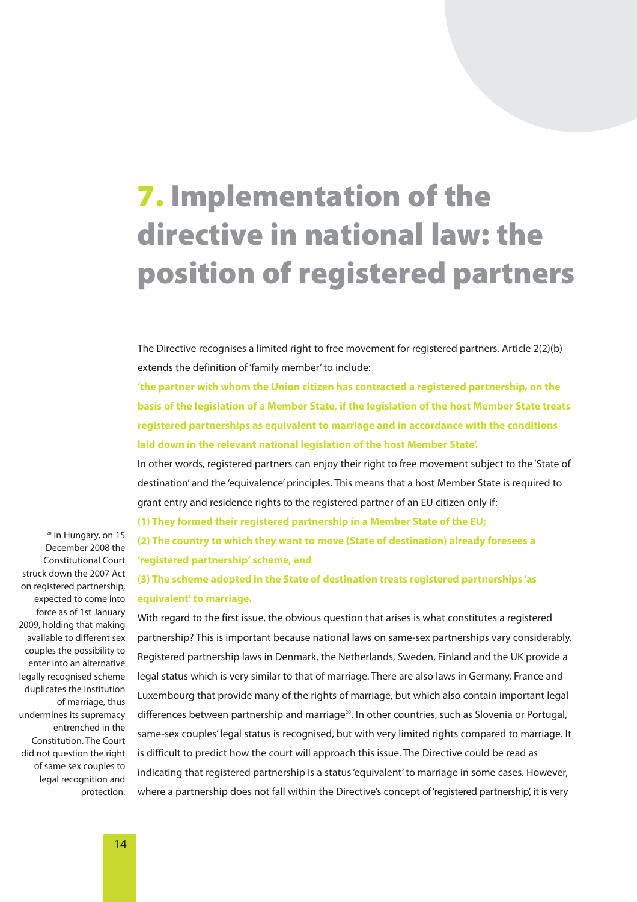# 7. Implementation of the directive in national law: the position of registered partners

The Directive recognises a limited right to free movement for registered partners. Article 2(2)(b) extends the definition of 'family member' to include:

**'the partner with whom the Union citizen has contracted a registered partnership, on the basis of the legislation of a Member State, if the legislation of the host Member State treats registered partnerships as equivalent to marriage and in accordance with the conditions laid down in the relevant national legislation of the host Member State'.**

In other words, registered partners can enjoy their right to free movement subject to the 'State of destination' and the 'equivalence' principles. This means that a host Member State is required to grant entry and residence rights to the registered partner of an EU citizen only if:

**(1) They formed their registered partnership in a Member State of the EU;**

**(2) The country to which they want to move (State of destination) already foresees a 'registered partnership' scheme, and**

**(3) The scheme adopted in the State of destination treats registered partnerships 'as equivalent' to marriage.**

With regard to the first issue, the obvious question that arises is what constitutes a registered partnership? This is important because national laws on same-sex partnerships vary considerably. Registered partnership laws in Denmark, the Netherlands, Sweden, Finland and the UK provide a legal status which is very similar to that of marriage. There are also laws in Germany, France and Luxembourg that provide many of the rights of marriage, but which also contain important legal differences between partnership and marriage[20]. In other countries, such as Slovenia or Portugal, same-sex couples' legal status is recognised, but with very limited rights compared to marriage. It is difficult to predict how the court will approach this issue. The Directive could be read as indicating that registered partnership is a status 'equivalent' to marriage in some cases. However, where a partnership does not fall within the Directive's concept of 'registered partnership', it is very

[20] In Hungary, on 15 December 2008 the Constitutional Court struck down the 2007 Act on registered partnership, expected to come into force as of 1st January 2009, holding that making available to different sex couples the possibility to enter into an alternative legally recognised scheme duplicates the institution of marriage, thus undermines its supremacy entrenched in the Constitution. The Court did not question the right of same sex couples to legal recognition and protection.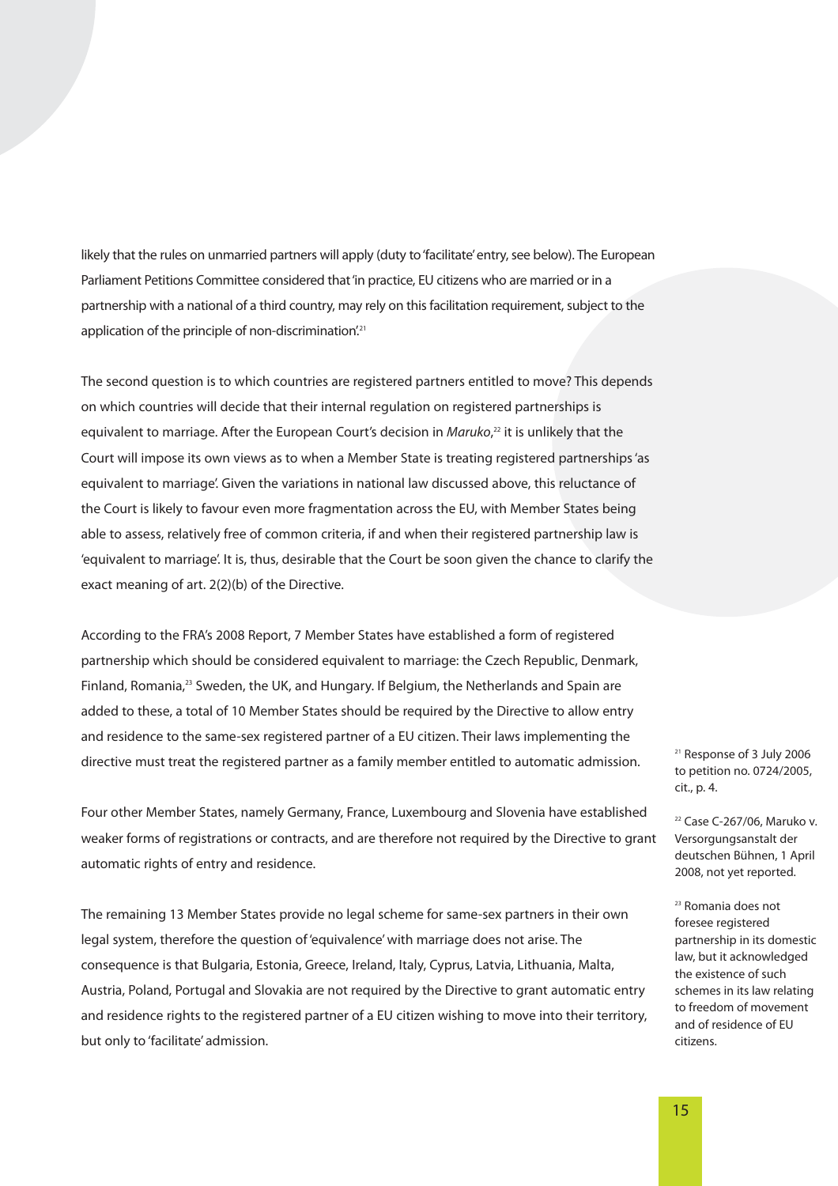likely that the rules on unmarried partners will apply (duty to 'facilitate' entry, see below). The European Parliament Petitions Committee considered that 'in practice, EU citizens who are married or in a partnership with a national of a third country, may rely on this facilitation requirement, subject to the application of the principle of non-discrimination'.[21]

The second question is to which countries are registered partners entitled to move? This depends on which countries will decide that their internal regulation on registered partnerships is equivalent to marriage. After the European Court's decision in *Maruko*,[22] it is unlikely that the Court will impose its own views as to when a Member State is treating registered partnerships 'as equivalent to marriage'. Given the variations in national law discussed above, this reluctance of the Court is likely to favour even more fragmentation across the EU, with Member States being able to assess, relatively free of common criteria, if and when their registered partnership law is 'equivalent to marriage'. It is, thus, desirable that the Court be soon given the chance to clarify the exact meaning of art. 2(2)(b) of the Directive.

According to the FRA's 2008 Report, 7 Member States have established a form of registered partnership which should be considered equivalent to marriage: the Czech Republic, Denmark, Finland, Romania,[23] Sweden, the UK, and Hungary. If Belgium, the Netherlands and Spain are added to these, a total of 10 Member States should be required by the Directive to allow entry and residence to the same-sex registered partner of a EU citizen. Their laws implementing the directive must treat the registered partner as a family member entitled to automatic admission.

Four other Member States, namely Germany, France, Luxembourg and Slovenia have established weaker forms of registrations or contracts, and are therefore not required by the Directive to grant automatic rights of entry and residence.

The remaining 13 Member States provide no legal scheme for same-sex partners in their own legal system, therefore the question of 'equivalence' with marriage does not arise. The consequence is that Bulgaria, Estonia, Greece, Ireland, Italy, Cyprus, Latvia, Lithuania, Malta, Austria, Poland, Portugal and Slovakia are not required by the Directive to grant automatic entry and residence rights to the registered partner of a EU citizen wishing to move into their territory, but only to 'facilitate' admission.

[21] Response of 3 July 2006 to petition no. 0724/2005, cit., p. 4.

[22] Case C-267/06, Maruko v. Versorgungsanstalt der deutschen Bühnen, 1 April 2008, not yet reported.

[23] Romania does not foresee registered partnership in its domestic law, but it acknowledged the existence of such schemes in its law relating to freedom of movement and of residence of EU citizens.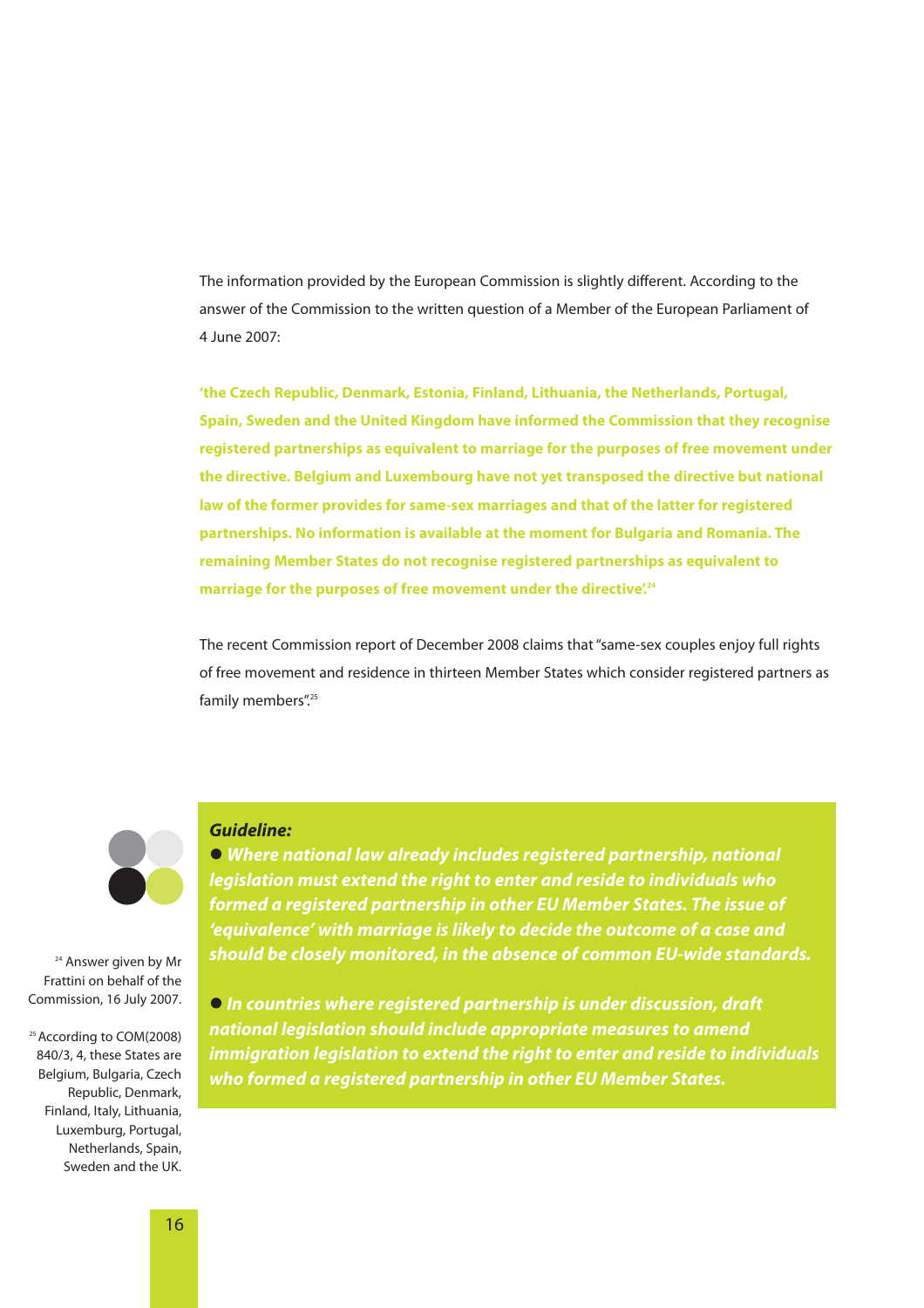The information provided by the European Commission is slightly different. According to the answer of the Commission to the written question of a Member of the European Parliament of 4 June 2007:

**'the Czech Republic, Denmark, Estonia, Finland, Lithuania, the Netherlands, Portugal, Spain, Sweden and the United Kingdom have informed the Commission that they recognise registered partnerships as equivalent to marriage for the purposes of free movement under the directive. Belgium and Luxembourg have not yet transposed the directive but national law of the former provides for same-sex marriages and that of the latter for registered partnerships. No information is available at the moment for Bulgaria and Romania. The remaining Member States do not recognise registered partnerships as equivalent to marriage for the purposes of free movement under the directive'.[24]**

The recent Commission report of December 2008 claims that "same-sex couples enjoy full rights of free movement and residence in thirteen Member States which consider registered partners as family members".[25]

***Guideline:***

- ***Where national law already includes registered partnership, national legislation must extend the right to enter and reside to individuals who formed a registered partnership in other EU Member States. The issue of 'equivalence' with marriage is likely to decide the outcome of a case and should be closely monitored, in the absence of common EU-wide standards.***

- ***In countries where registered partnership is under discussion, draft national legislation should include appropriate measures to amend immigration legislation to extend the right to enter and reside to individuals who formed a registered partnership in other EU Member States.***

[24] Answer given by Mr Frattini on behalf of the Commission, 16 July 2007.

[25] According to COM(2008) 840/3, 4, these States are Belgium, Bulgaria, Czech Republic, Denmark, Finland, Italy, Lithuania, Luxemburg, Portugal, Netherlands, Spain, Sweden and the UK.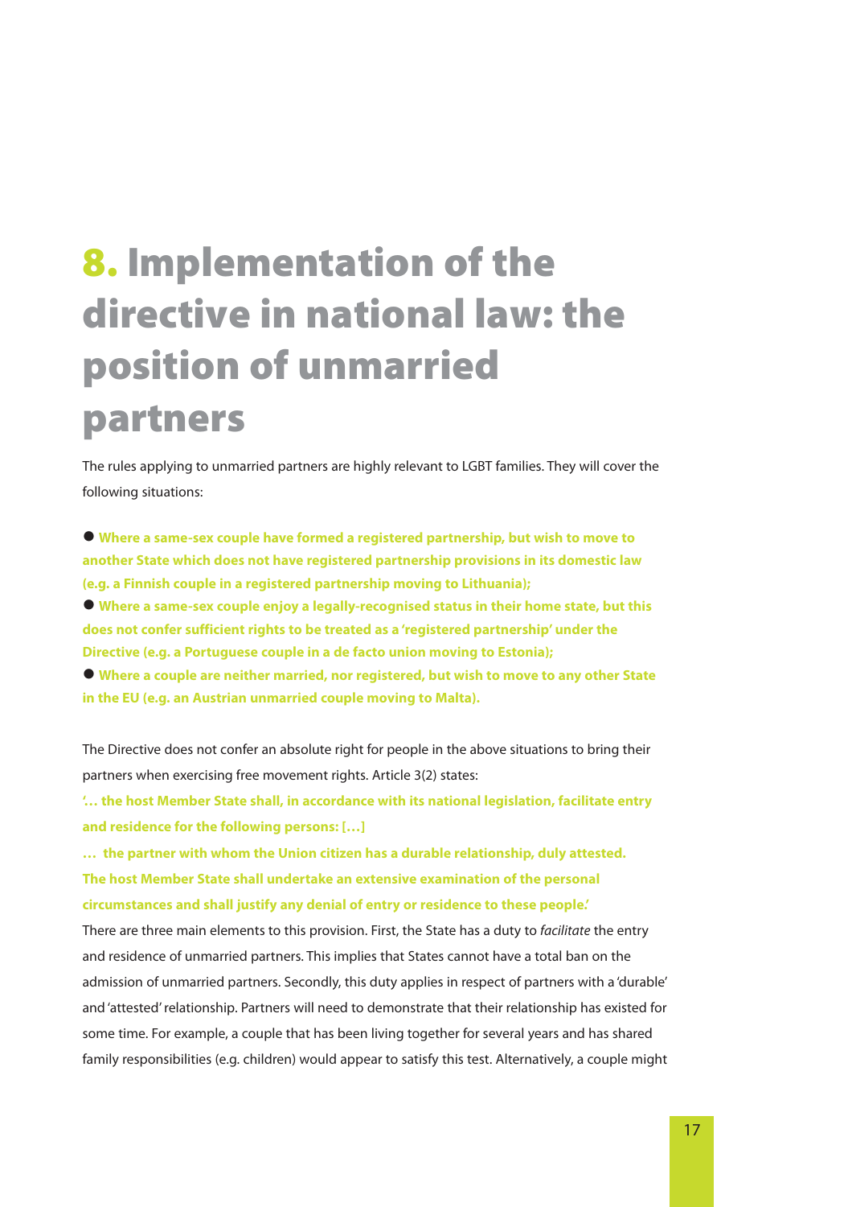# 8. Implementation of the directive in national law: the position of unmarried partners

The rules applying to unmarried partners are highly relevant to LGBT families. They will cover the following situations:

- **Where a same-sex couple have formed a registered partnership, but wish to move to another State which does not have registered partnership provisions in its domestic law (e.g. a Finnish couple in a registered partnership moving to Lithuania);**
- **Where a same-sex couple enjoy a legally-recognised status in their home state, but this does not confer sufficient rights to be treated as a 'registered partnership' under the Directive (e.g. a Portuguese couple in a de facto union moving to Estonia);**
- **Where a couple are neither married, nor registered, but wish to move to any other State in the EU (e.g. an Austrian unmarried couple moving to Malta).**

The Directive does not confer an absolute right for people in the above situations to bring their partners when exercising free movement rights. Article 3(2) states:

**'… the host Member State shall, in accordance with its national legislation, facilitate entry and residence for the following persons: […]**

**… the partner with whom the Union citizen has a durable relationship, duly attested. The host Member State shall undertake an extensive examination of the personal circumstances and shall justify any denial of entry or residence to these people.'**

There are three main elements to this provision. First, the State has a duty to *facilitate* the entry and residence of unmarried partners. This implies that States cannot have a total ban on the admission of unmarried partners. Secondly, this duty applies in respect of partners with a 'durable' and 'attested' relationship. Partners will need to demonstrate that their relationship has existed for some time. For example, a couple that has been living together for several years and has shared family responsibilities (e.g. children) would appear to satisfy this test. Alternatively, a couple might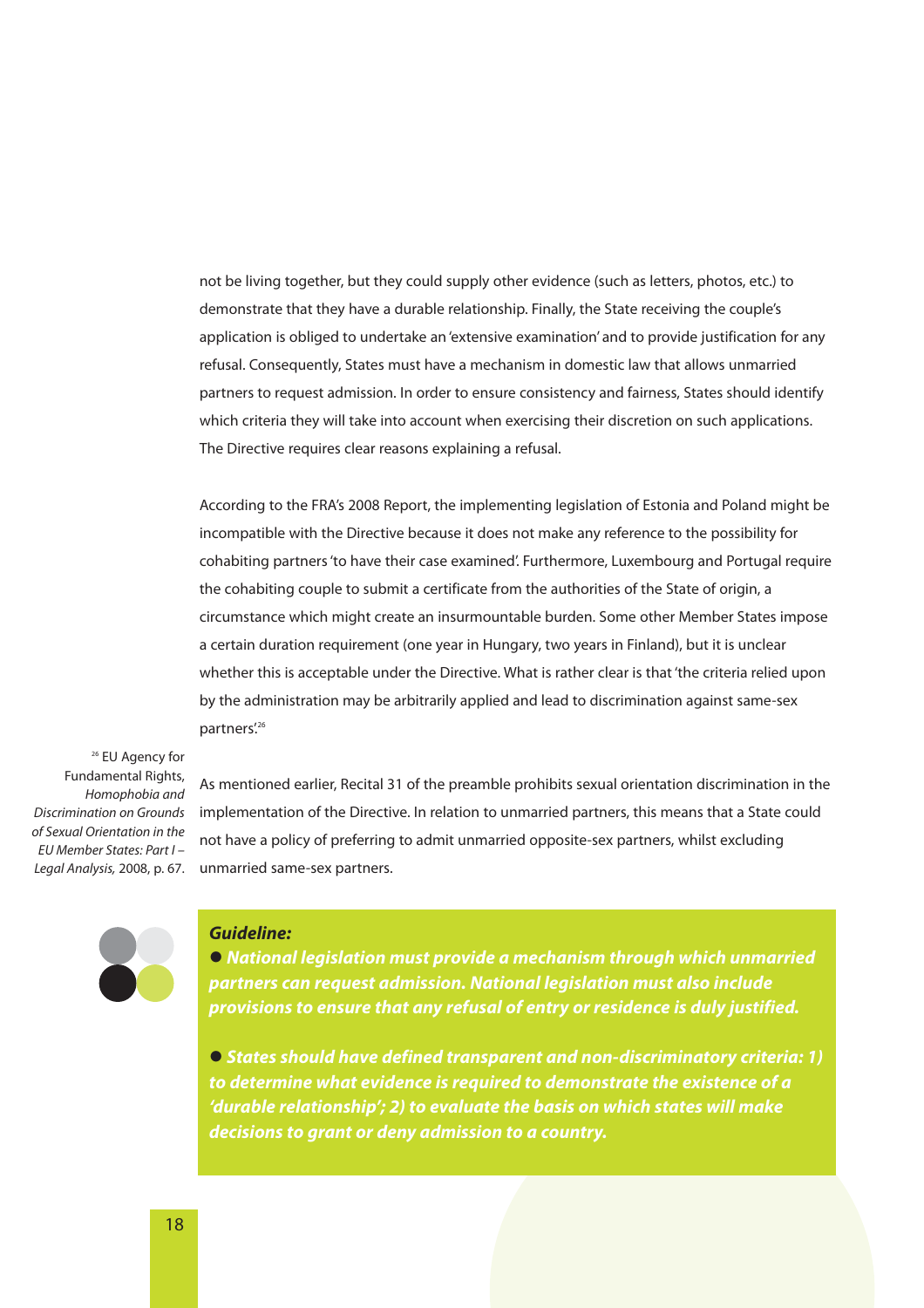not be living together, but they could supply other evidence (such as letters, photos, etc.) to demonstrate that they have a durable relationship. Finally, the State receiving the couple's application is obliged to undertake an 'extensive examination' and to provide justification for any refusal. Consequently, States must have a mechanism in domestic law that allows unmarried partners to request admission. In order to ensure consistency and fairness, States should identify which criteria they will take into account when exercising their discretion on such applications. The Directive requires clear reasons explaining a refusal.

According to the FRA's 2008 Report, the implementing legislation of Estonia and Poland might be incompatible with the Directive because it does not make any reference to the possibility for cohabiting partners 'to have their case examined'. Furthermore, Luxembourg and Portugal require the cohabiting couple to submit a certificate from the authorities of the State of origin, a circumstance which might create an insurmountable burden. Some other Member States impose a certain duration requirement (one year in Hungary, two years in Finland), but it is unclear whether this is acceptable under the Directive. What is rather clear is that 'the criteria relied upon by the administration may be arbitrarily applied and lead to discrimination against same-sex partners'.[26]

As mentioned earlier, Recital 31 of the preamble prohibits sexual orientation discrimination in the implementation of the Directive. In relation to unmarried partners, this means that a State could not have a policy of preferring to admit unmarried opposite-sex partners, whilst excluding unmarried same-sex partners.

[26] EU Agency for Fundamental Rights, *Homophobia and Discrimination on Grounds of Sexual Orientation in the EU Member States: Part I – Legal Analysis,* 2008, p. 67.

***Guideline:***

- ***National legislation must provide a mechanism through which unmarried partners can request admission. National legislation must also include provisions to ensure that any refusal of entry or residence is duly justified.***

- ***States should have defined transparent and non-discriminatory criteria: 1) to determine what evidence is required to demonstrate the existence of a 'durable relationship'; 2) to evaluate the basis on which states will make decisions to grant or deny admission to a country.***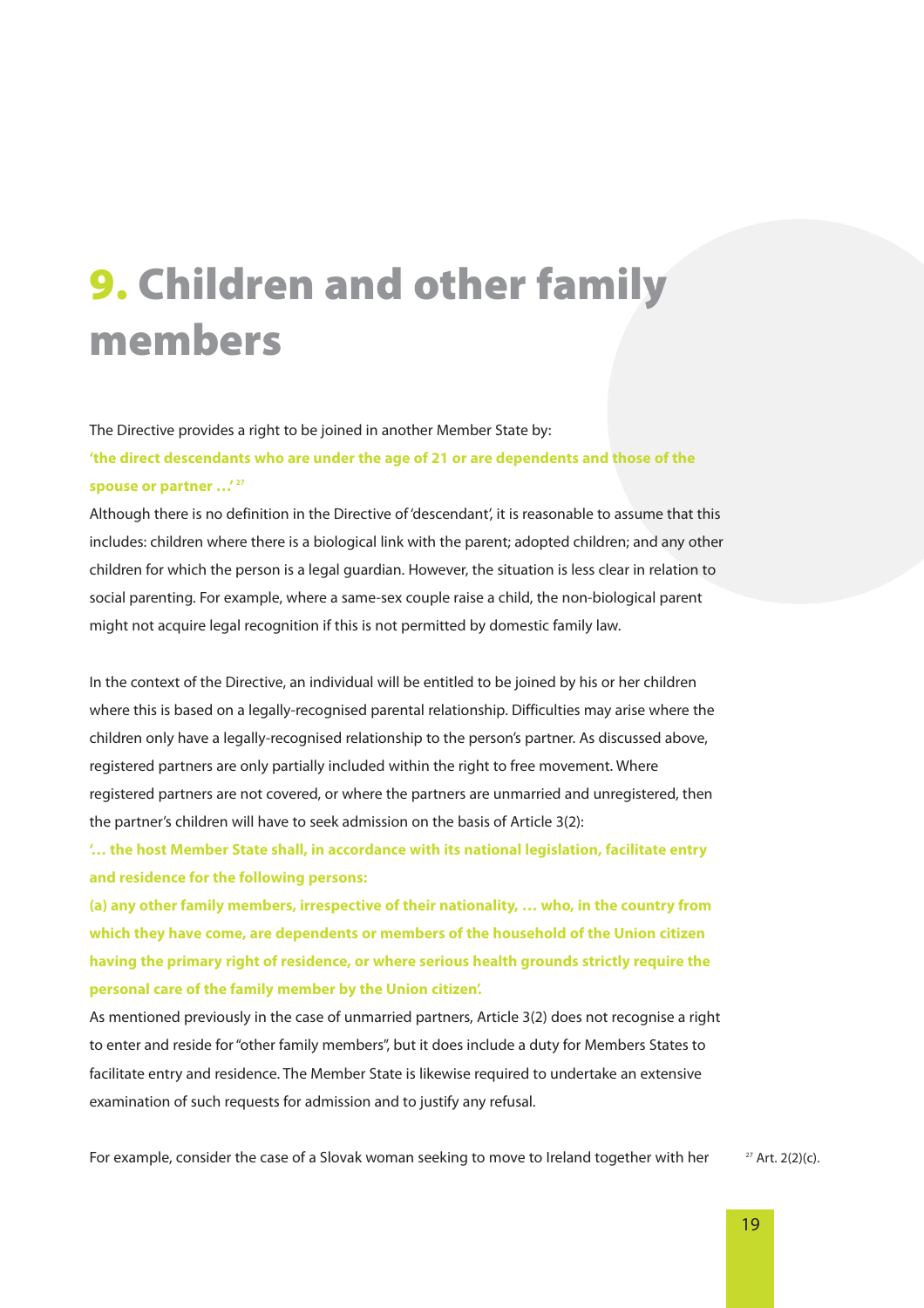# 9. Children and other family members

The Directive provides a right to be joined in another Member State by:

**'the direct descendants who are under the age of 21 or are dependents and those of the spouse or partner …'** [27]

Although there is no definition in the Directive of 'descendant', it is reasonable to assume that this includes: children where there is a biological link with the parent; adopted children; and any other children for which the person is a legal guardian. However, the situation is less clear in relation to social parenting. For example, where a same-sex couple raise a child, the non-biological parent might not acquire legal recognition if this is not permitted by domestic family law.

In the context of the Directive, an individual will be entitled to be joined by his or her children where this is based on a legally-recognised parental relationship. Difficulties may arise where the children only have a legally-recognised relationship to the person's partner. As discussed above, registered partners are only partially included within the right to free movement. Where registered partners are not covered, or where the partners are unmarried and unregistered, then the partner's children will have to seek admission on the basis of Article 3(2):

**'… the host Member State shall, in accordance with its national legislation, facilitate entry and residence for the following persons:**

**(a) any other family members, irrespective of their nationality, … who, in the country from which they have come, are dependents or members of the household of the Union citizen having the primary right of residence, or where serious health grounds strictly require the personal care of the family member by the Union citizen'.**

As mentioned previously in the case of unmarried partners, Article 3(2) does not recognise a right to enter and reside for "other family members", but it does include a duty for Members States to facilitate entry and residence. The Member State is likewise required to undertake an extensive examination of such requests for admission and to justify any refusal.

For example, consider the case of a Slovak woman seeking to move to Ireland together with her

[27] Art. 2(2)(c).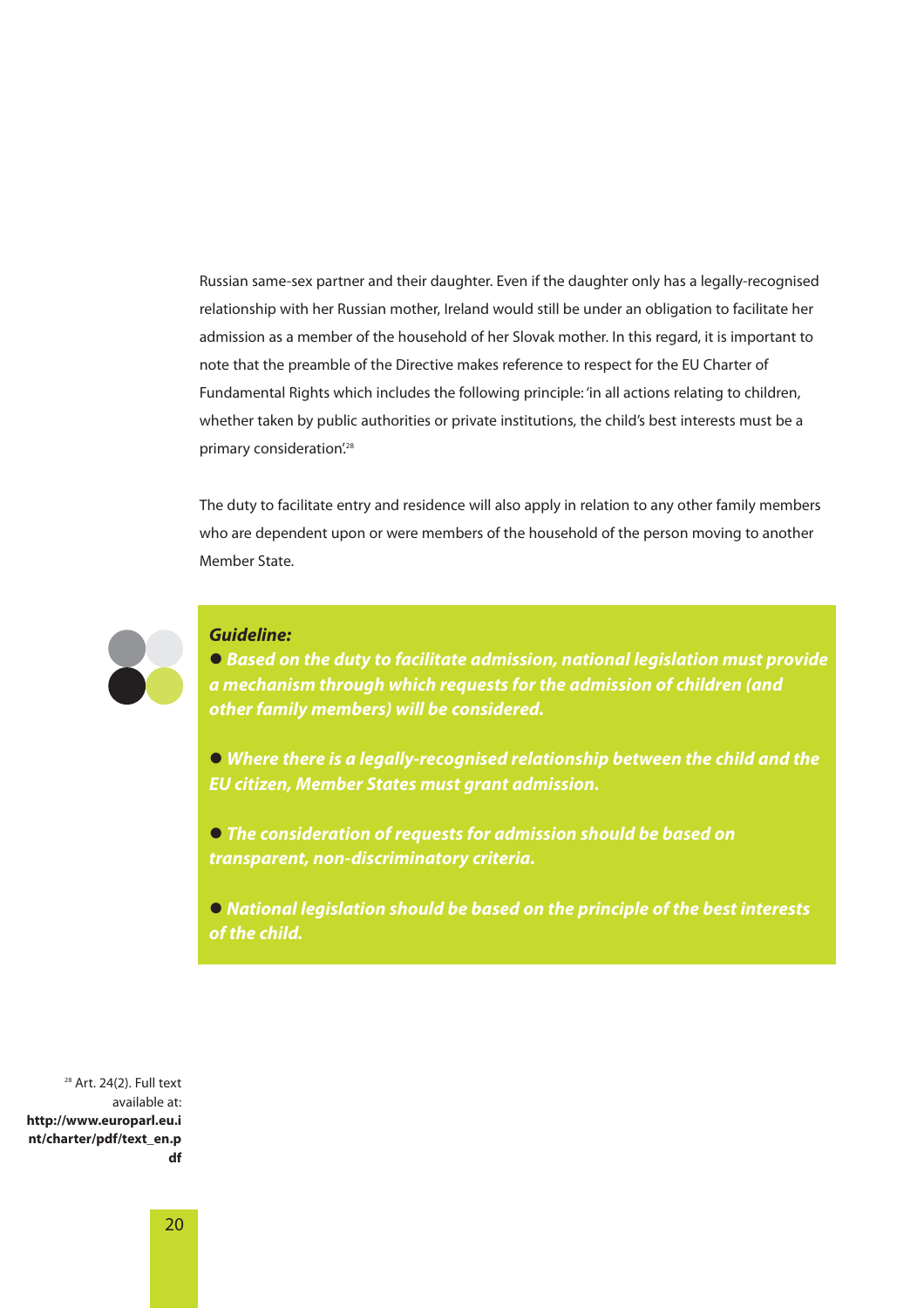Russian same-sex partner and their daughter. Even if the daughter only has a legally-recognised relationship with her Russian mother, Ireland would still be under an obligation to facilitate her admission as a member of the household of her Slovak mother. In this regard, it is important to note that the preamble of the Directive makes reference to respect for the EU Charter of Fundamental Rights which includes the following principle: 'in all actions relating to children, whether taken by public authorities or private institutions, the child's best interests must be a primary consideration'.[28]

The duty to facilitate entry and residence will also apply in relation to any other family members who are dependent upon or were members of the household of the person moving to another Member State.

***Guideline:***

- ***Based on the duty to facilitate admission, national legislation must provide a mechanism through which requests for the admission of children (and other family members) will be considered.***

- ***Where there is a legally-recognised relationship between the child and the EU citizen, Member States must grant admission.***

- ***The consideration of requests for admission should be based on transparent, non-discriminatory criteria.***

- ***National legislation should be based on the principle of the best interests of the child.***

[28] Art. 24(2). Full text available at: **http://www.europarl.eu.int/charter/pdf/text_en.pdf**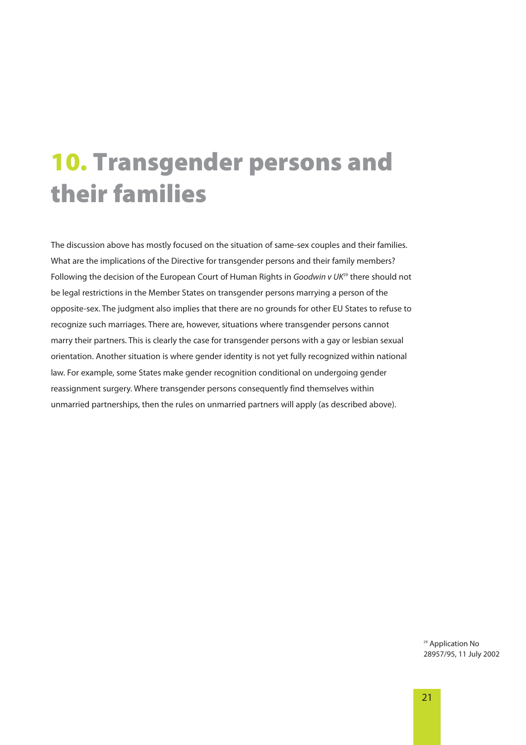# 10. Transgender persons and their families

The discussion above has mostly focused on the situation of same-sex couples and their families. What are the implications of the Directive for transgender persons and their family members? Following the decision of the European Court of Human Rights in *Goodwin v UK*[29] there should not be legal restrictions in the Member States on transgender persons marrying a person of the opposite-sex. The judgment also implies that there are no grounds for other EU States to refuse to recognize such marriages. There are, however, situations where transgender persons cannot marry their partners. This is clearly the case for transgender persons with a gay or lesbian sexual orientation. Another situation is where gender identity is not yet fully recognized within national law. For example, some States make gender recognition conditional on undergoing gender reassignment surgery. Where transgender persons consequently find themselves within unmarried partnerships, then the rules on unmarried partners will apply (as described above).

[29] Application No 28957/95, 11 July 2002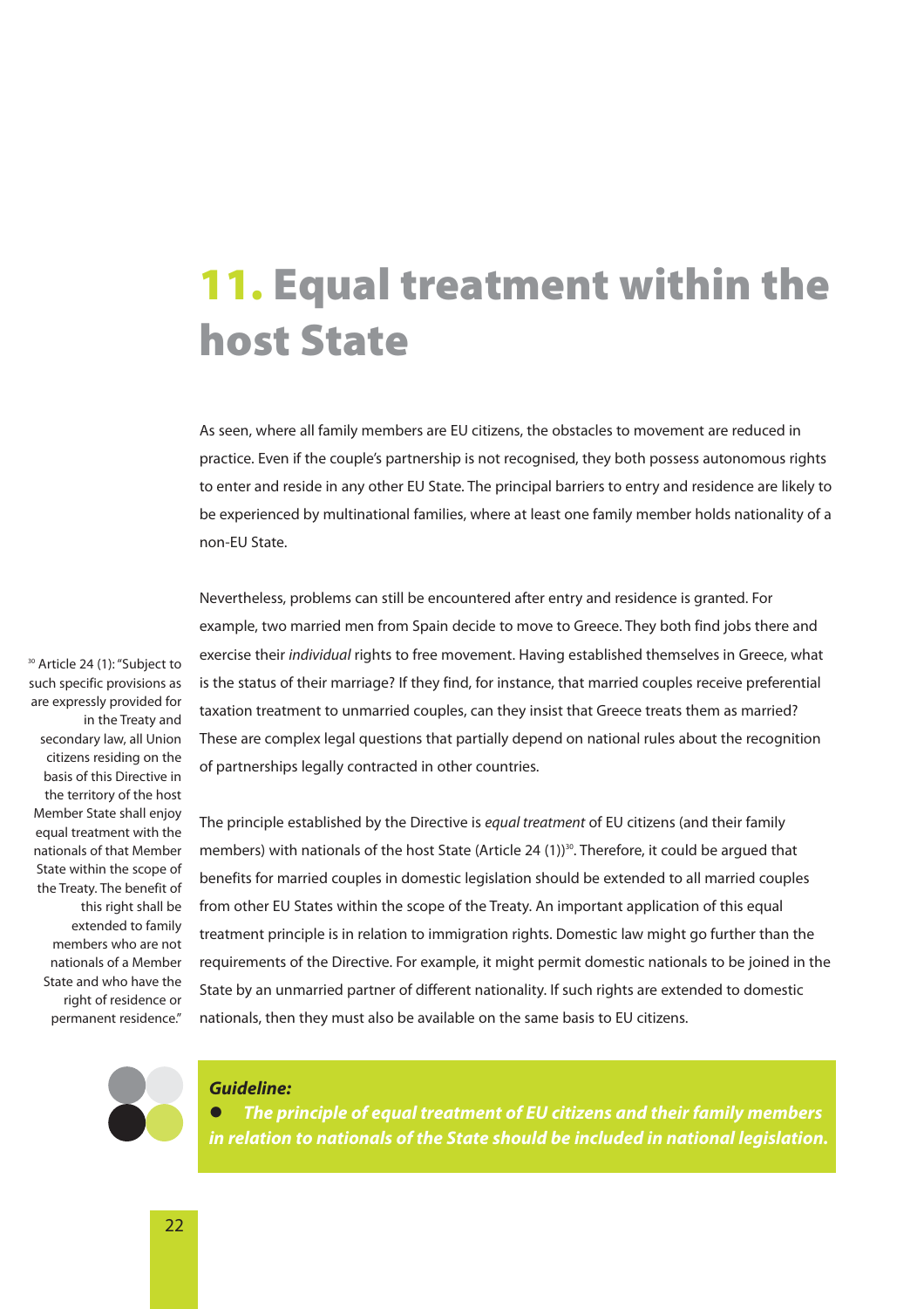# 11. Equal treatment within the host State

As seen, where all family members are EU citizens, the obstacles to movement are reduced in practice. Even if the couple's partnership is not recognised, they both possess autonomous rights to enter and reside in any other EU State. The principal barriers to entry and residence are likely to be experienced by multinational families, where at least one family member holds nationality of a non-EU State.

Nevertheless, problems can still be encountered after entry and residence is granted. For example, two married men from Spain decide to move to Greece. They both find jobs there and exercise their *individual* rights to free movement. Having established themselves in Greece, what is the status of their marriage? If they find, for instance, that married couples receive preferential taxation treatment to unmarried couples, can they insist that Greece treats them as married? These are complex legal questions that partially depend on national rules about the recognition of partnerships legally contracted in other countries.

The principle established by the Directive is *equal treatment* of EU citizens (and their family members) with nationals of the host State (Article 24 (1))[30]. Therefore, it could be argued that benefits for married couples in domestic legislation should be extended to all married couples from other EU States within the scope of the Treaty. An important application of this equal treatment principle is in relation to immigration rights. Domestic law might go further than the requirements of the Directive. For example, it might permit domestic nationals to be joined in the State by an unmarried partner of different nationality. If such rights are extended to domestic nationals, then they must also be available on the same basis to EU citizens.

[30] Article 24 (1): "Subject to such specific provisions as are expressly provided for in the Treaty and secondary law, all Union citizens residing on the basis of this Directive in the territory of the host Member State shall enjoy equal treatment with the nationals of that Member State within the scope of the Treaty. The benefit of this right shall be extended to family members who are not nationals of a Member State and who have the right of residence or permanent residence."

***Guideline:***

- ***The principle of equal treatment of EU citizens and their family members in relation to nationals of the State should be included in national legislation.***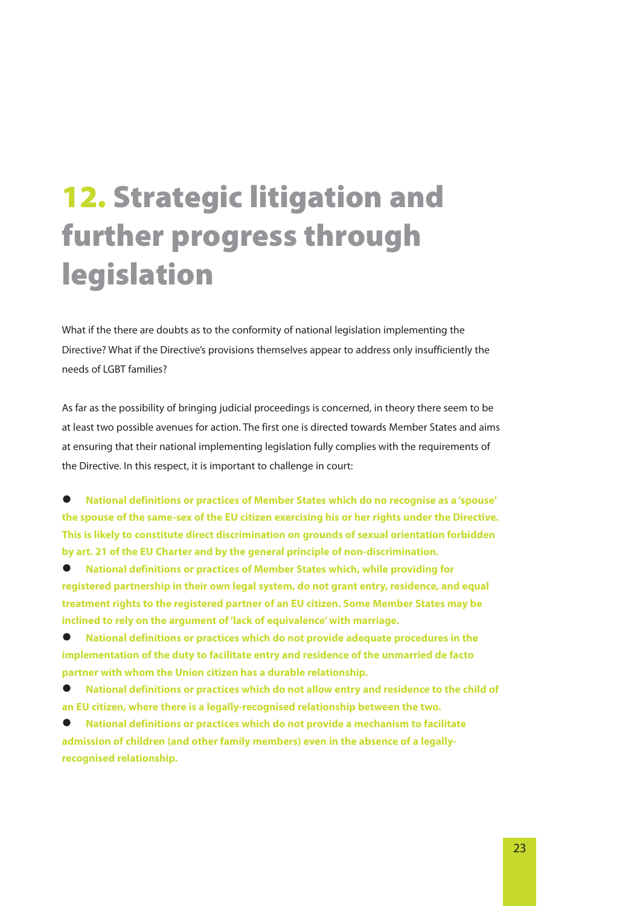# 12. Strategic litigation and further progress through legislation

What if the there are doubts as to the conformity of national legislation implementing the Directive? What if the Directive's provisions themselves appear to address only insufficiently the needs of LGBT families?

As far as the possibility of bringing judicial proceedings is concerned, in theory there seem to be at least two possible avenues for action. The first one is directed towards Member States and aims at ensuring that their national implementing legislation fully complies with the requirements of the Directive. In this respect, it is important to challenge in court:

- **National definitions or practices of Member States which do no recognise as a 'spouse' the spouse of the same-sex of the EU citizen exercising his or her rights under the Directive. This is likely to constitute direct discrimination on grounds of sexual orientation forbidden by art. 21 of the EU Charter and by the general principle of non-discrimination.**
- **National definitions or practices of Member States which, while providing for registered partnership in their own legal system, do not grant entry, residence, and equal treatment rights to the registered partner of an EU citizen. Some Member States may be inclined to rely on the argument of 'lack of equivalence' with marriage.**
- **National definitions or practices which do not provide adequate procedures in the implementation of the duty to facilitate entry and residence of the unmarried de facto partner with whom the Union citizen has a durable relationship.**
- **National definitions or practices which do not allow entry and residence to the child of an EU citizen, where there is a legally-recognised relationship between the two.**
- **National definitions or practices which do not provide a mechanism to facilitate admission of children (and other family members) even in the absence of a legally-recognised relationship.**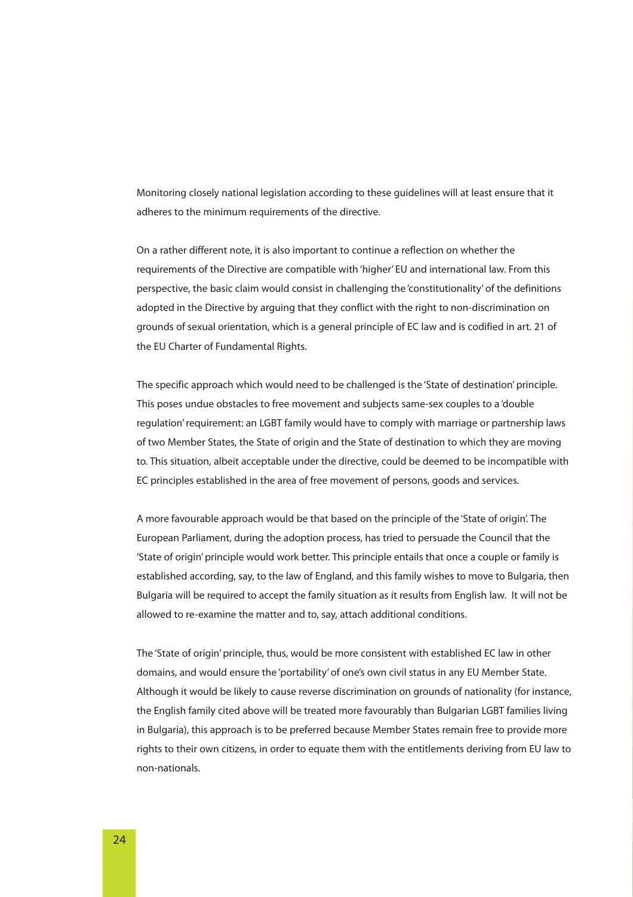Monitoring closely national legislation according to these guidelines will at least ensure that it adheres to the minimum requirements of the directive.

On a rather different note, it is also important to continue a reflection on whether the requirements of the Directive are compatible with 'higher' EU and international law. From this perspective, the basic claim would consist in challenging the 'constitutionality' of the definitions adopted in the Directive by arguing that they conflict with the right to non-discrimination on grounds of sexual orientation, which is a general principle of EC law and is codified in art. 21 of the EU Charter of Fundamental Rights.

The specific approach which would need to be challenged is the 'State of destination' principle. This poses undue obstacles to free movement and subjects same-sex couples to a 'double regulation' requirement: an LGBT family would have to comply with marriage or partnership laws of two Member States, the State of origin and the State of destination to which they are moving to. This situation, albeit acceptable under the directive, could be deemed to be incompatible with EC principles established in the area of free movement of persons, goods and services.

A more favourable approach would be that based on the principle of the 'State of origin'. The European Parliament, during the adoption process, has tried to persuade the Council that the 'State of origin' principle would work better. This principle entails that once a couple or family is established according, say, to the law of England, and this family wishes to move to Bulgaria, then Bulgaria will be required to accept the family situation as it results from English law. It will not be allowed to re-examine the matter and to, say, attach additional conditions.

The 'State of origin' principle, thus, would be more consistent with established EC law in other domains, and would ensure the 'portability' of one's own civil status in any EU Member State. Although it would be likely to cause reverse discrimination on grounds of nationality (for instance, the English family cited above will be treated more favourably than Bulgarian LGBT families living in Bulgaria), this approach is to be preferred because Member States remain free to provide more rights to their own citizens, in order to equate them with the entitlements deriving from EU law to non-nationals.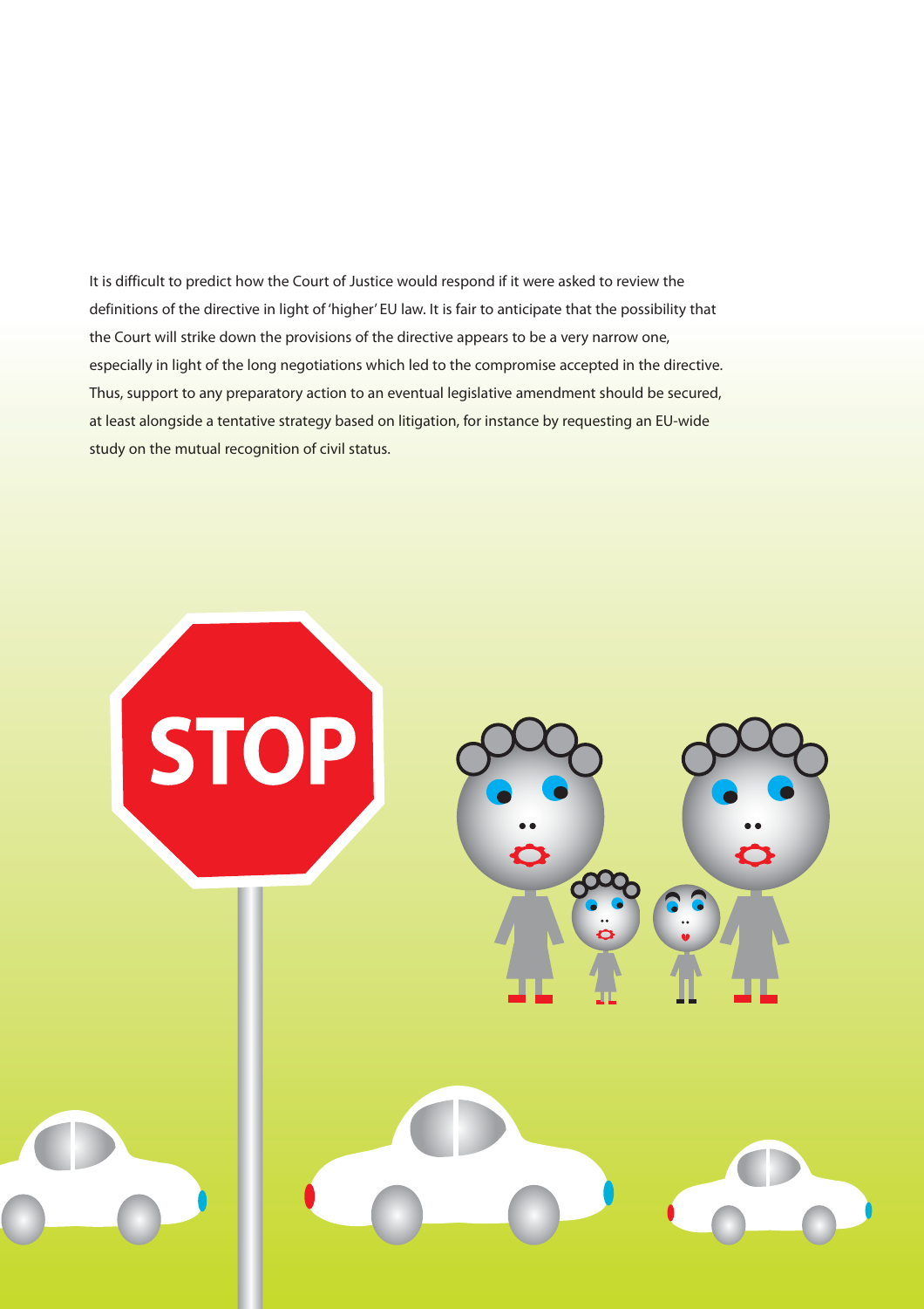It is difficult to predict how the Court of Justice would respond if it were asked to review the definitions of the directive in light of 'higher' EU law. It is fair to anticipate that the possibility that the Court will strike down the provisions of the directive appears to be a very narrow one, especially in light of the long negotiations which led to the compromise accepted in the directive. Thus, support to any preparatory action to an eventual legislative amendment should be secured, at least alongside a tentative strategy based on litigation, for instance by requesting an EU-wide study on the mutual recognition of civil status.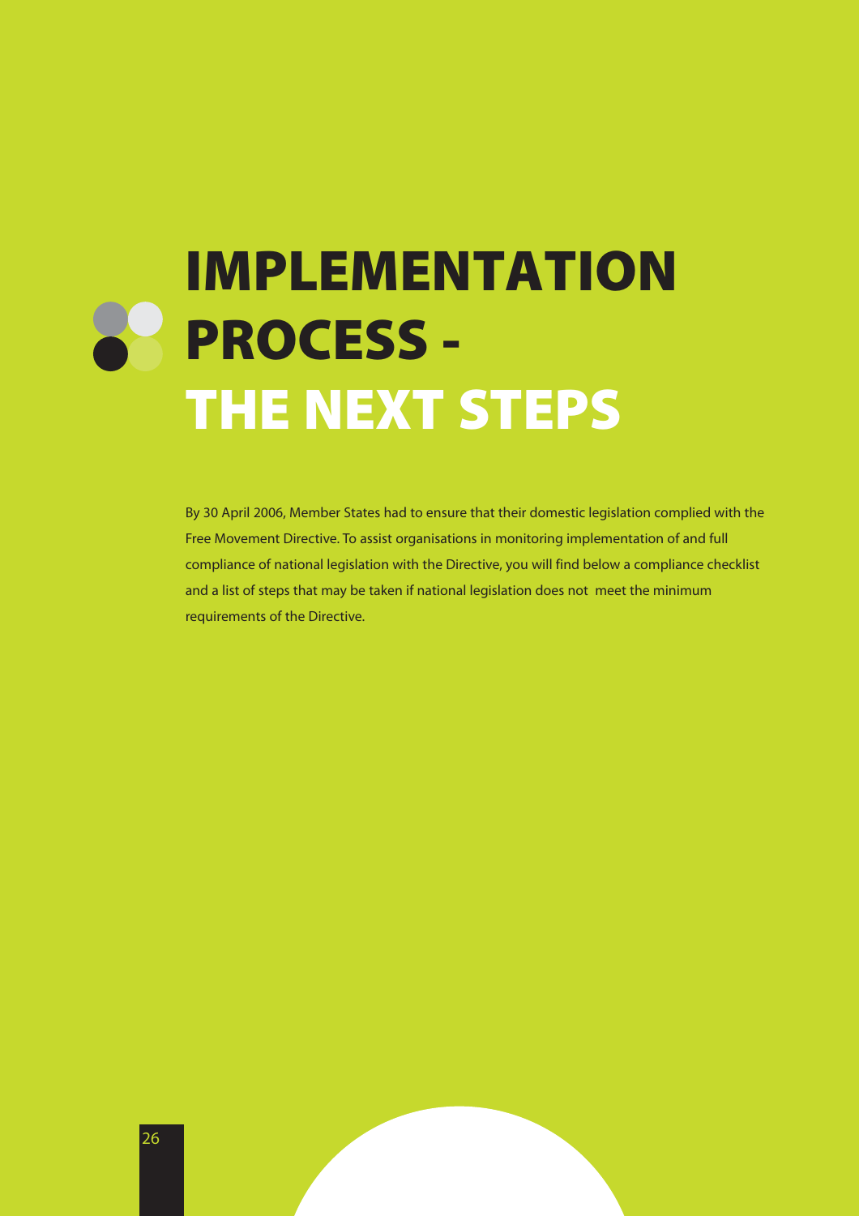# IMPLEMENTATION PROCESS - THE NEXT STEPS

By 30 April 2006, Member States had to ensure that their domestic legislation complied with the Free Movement Directive. To assist organisations in monitoring implementation of and full compliance of national legislation with the Directive, you will find below a compliance checklist and a list of steps that may be taken if national legislation does not meet the minimum requirements of the Directive.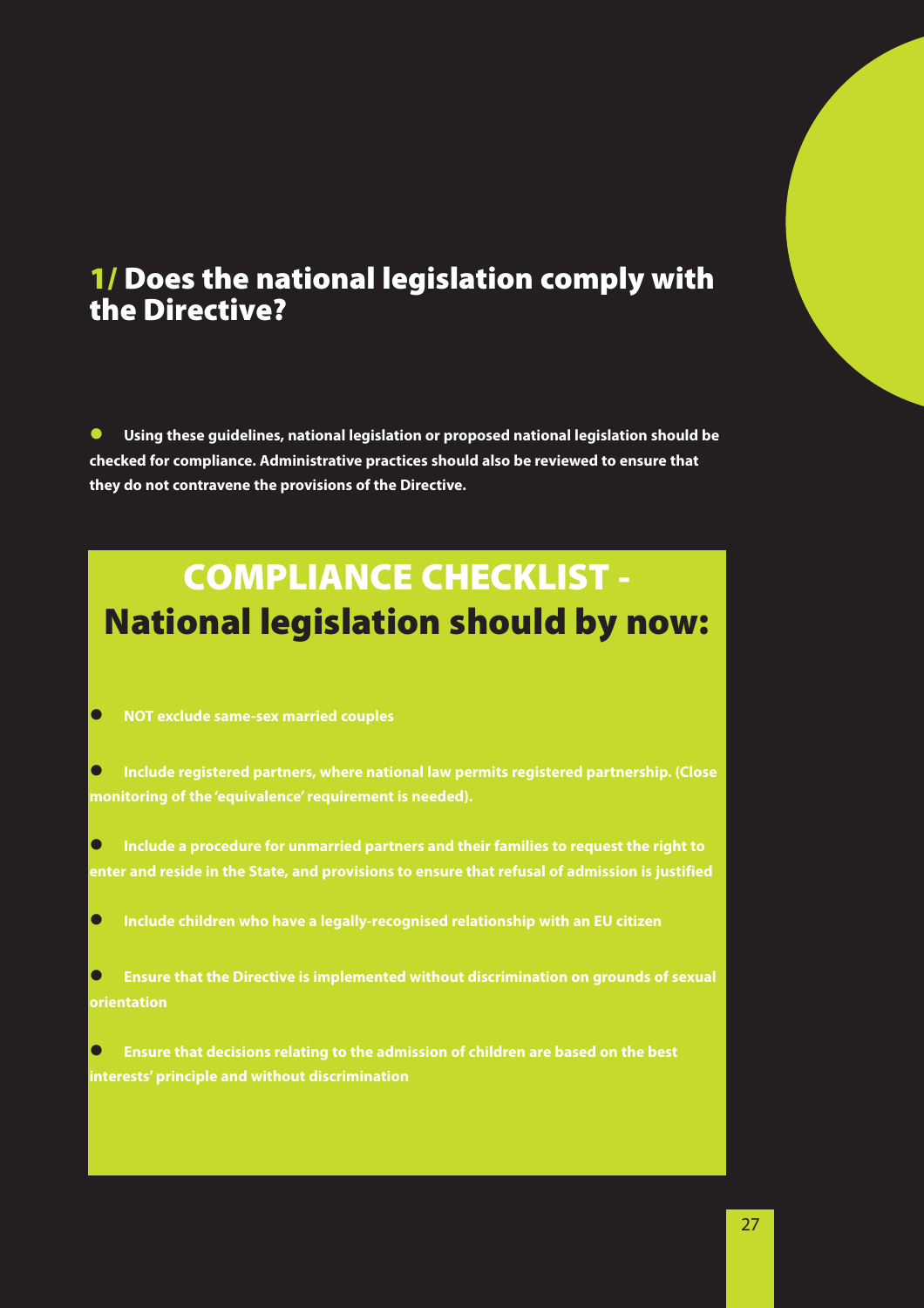## 1/ Does the national legislation comply with the Directive?

- **Using these guidelines, national legislation or proposed national legislation should be checked for compliance. Administrative practices should also be reviewed to ensure that they do not contravene the provisions of the Directive.**

## COMPLIANCE CHECKLIST - National legislation should by now:

- **NOT exclude same-sex married couples**
- **Include registered partners, where national law permits registered partnership. (Close monitoring of the 'equivalence' requirement is needed).**
- **Include a procedure for unmarried partners and their families to request the right to enter and reside in the State, and provisions to ensure that refusal of admission is justified**
- **Include children who have a legally-recognised relationship with an EU citizen**
- **Ensure that the Directive is implemented without discrimination on grounds of sexual orientation**
- **Ensure that decisions relating to the admission of children are based on the best interests' principle and without discrimination**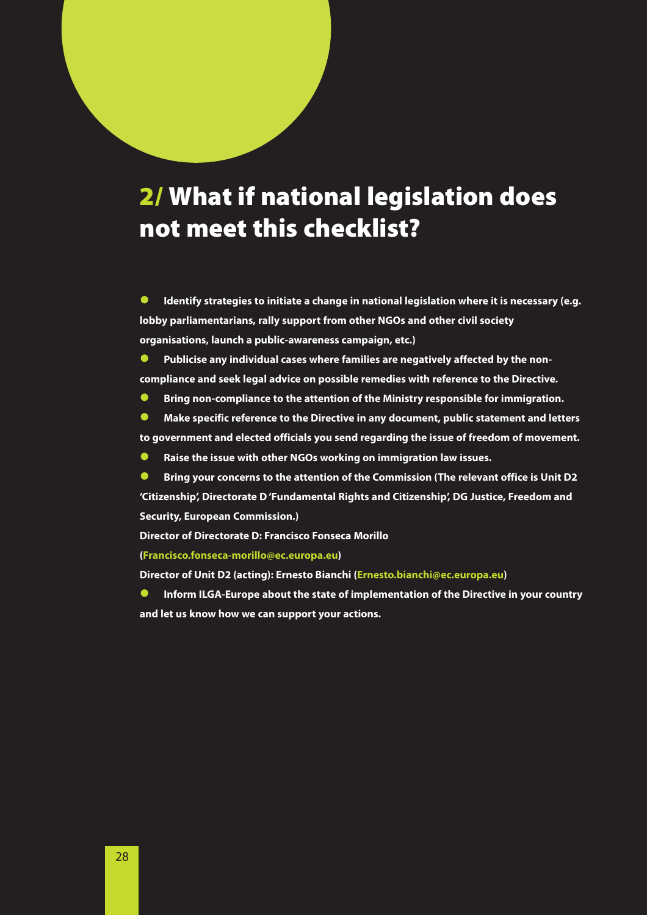## 2/ What if national legislation does not meet this checklist?

- **Identify strategies to initiate a change in national legislation where it is necessary (e.g. lobby parliamentarians, rally support from other NGOs and other civil society organisations, launch a public-awareness campaign, etc.)**
- **Publicise any individual cases where families are negatively affected by the non-compliance and seek legal advice on possible remedies with reference to the Directive.**
- **Bring non-compliance to the attention of the Ministry responsible for immigration.**
- **Make specific reference to the Directive in any document, public statement and letters to government and elected officials you send regarding the issue of freedom of movement.**
- **Raise the issue with other NGOs working on immigration law issues.**
- **Bring your concerns to the attention of the Commission (The relevant office is Unit D2 'Citizenship', Directorate D 'Fundamental Rights and Citizenship', DG Justice, Freedom and Security, European Commission.)**

**Director of Directorate D: Francisco Fonseca Morillo**
**(Francisco.fonseca-morillo@ec.europa.eu)**
**Director of Unit D2 (acting): Ernesto Bianchi (Ernesto.bianchi@ec.europa.eu)**

- **Inform ILGA-Europe about the state of implementation of the Directive in your country and let us know how we can support your actions.**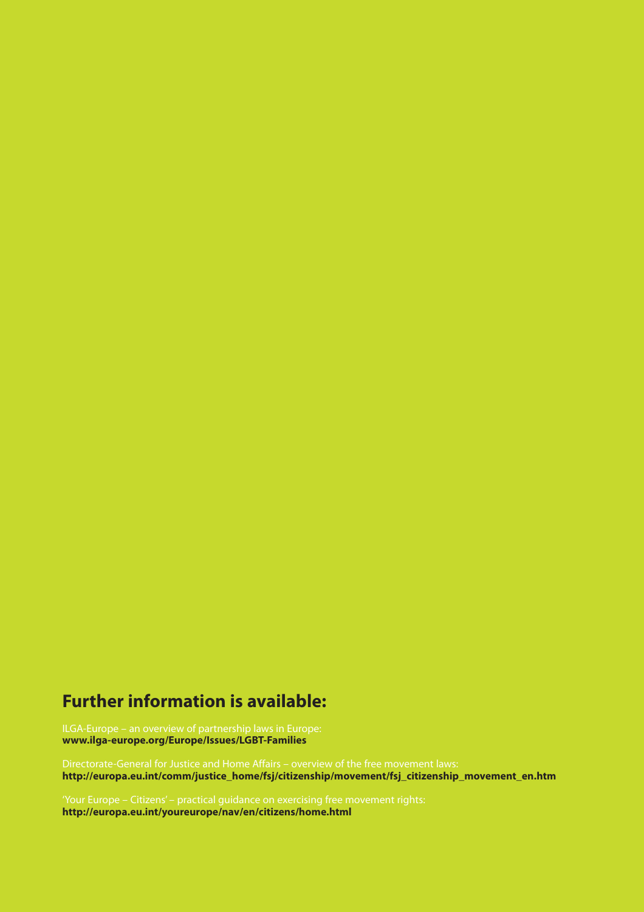## Further information is available:

ILGA-Europe – an overview of partnership laws in Europe:
**www.ilga-europe.org/Europe/Issues/LGBT-Families**

Directorate-General for Justice and Home Affairs – overview of the free movement laws:
**http://europa.eu.int/comm/justice_home/fsj/citizenship/movement/fsj_citizenship_movement_en.htm**

'Your Europe – Citizens' – practical guidance on exercising free movement rights:
**http://europa.eu.int/youreurope/nav/en/citizens/home.html**